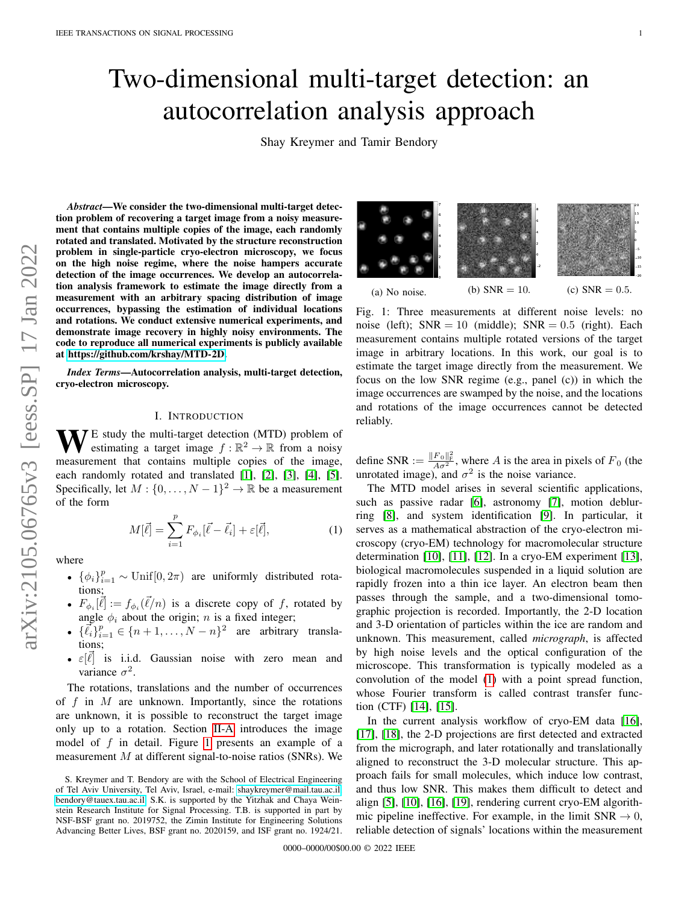# Two-dimensional multi-target detection: an autocorrelation analysis approach

Shay Kreymer and Tamir Bendory

***Abstract*—We consider the two-dimensional multi-target detection problem of recovering a target image from a noisy measurement that contains multiple copies of the image, each randomly rotated and translated. Motivated by the structure reconstruction problem in single-particle cryo-electron microscopy, we focus on the high noise regime, where the noise hampers accurate detection of the image occurrences. We develop an autocorrelation analysis framework to estimate the image directly from a measurement with an arbitrary spacing distribution of image occurrences, bypassing the estimation of individual locations and rotations. We conduct extensive numerical experiments, and demonstrate image recovery in highly noisy environments. The code to reproduce all numerical experiments is publicly available at https://github.com/krshay/MTD-2D.**

***Index Terms*—Autocorrelation analysis, multi-target detection, cryo-electron microscopy.**

## I. Introduction

We study the multi-target detection (MTD) problem of estimating a target image $f : \mathbb{R}^2 \to \mathbb{R}$ from a noisy measurement that contains multiple copies of the image, each randomly rotated and translated [1], [2], [3], [4], [5]. Specifically, let $M : \{0, \dots, N-1\}^2 \to \mathbb{R}$ be a measurement of the form

$$M[\vec{\ell}] = \sum_{i=1}^{p} F_{\phi_i}[\vec{\ell} - \vec{\ell}_i] + \varepsilon[\vec{\ell}], \tag{1}$$

where

- $\{\phi_i\}_{i=1}^{p} \sim \text{Unif}[0, 2\pi)$ are uniformly distributed rotations;
- $F_{\phi_i}[\vec{\ell}] := f_{\phi_i}(\vec{\ell}/n)$ is a discrete copy of $f$, rotated by angle $\phi_i$ about the origin; $n$ is a fixed integer;
- $\{\vec{\ell}_i\}_{i=1}^{p} \in \{n+1, \dots, N-n\}^2$ are arbitrary translations;
- $\varepsilon[\vec{\ell}]$ is i.i.d. Gaussian noise with zero mean and variance $\sigma^2$.

The rotations, translations and the number of occurrences of $f$ in $M$ are unknown. Importantly, since the rotations are unknown, it is possible to reconstruct the target image only up to a rotation. Section II-A introduces the image model of $f$ in detail. Figure 1 presents an example of a measurement $M$ at different signal-to-noise ratios (SNRs). We define $\text{SNR} := \frac{\|F_0\|_F^2}{A\sigma^2}$, where $A$ is the area in pixels of $F_0$ (the unrotated image), and $\sigma^2$ is the noise variance.

(a) No noise. (b) SNR $= 10$. (c) SNR $= 0.5$.

Fig. 1: Three measurements at different noise levels: no noise (left); SNR $= 10$ (middle); SNR $= 0.5$ (right). Each measurement contains multiple rotated versions of the target image in arbitrary locations. In this work, our goal is to estimate the target image directly from the measurement. We focus on the low SNR regime (e.g., panel (c)) in which the image occurrences are swamped by the noise, and the locations and rotations of the image occurrences cannot be detected reliably.

The MTD model arises in several scientific applications, such as passive radar [6], astronomy [7], motion deblurring [8], and system identification [9]. In particular, it serves as a mathematical abstraction of the cryo-electron microscopy (cryo-EM) technology for macromolecular structure determination [10], [11], [12]. In a cryo-EM experiment [13], biological macromolecules suspended in a liquid solution are rapidly frozen into a thin ice layer. An electron beam then passes through the sample, and a two-dimensional tomographic projection is recorded. Importantly, the 2-D location and 3-D orientation of particles within the ice are random and unknown. This measurement, called *micrograph*, is affected by high noise levels and the optical configuration of the microscope. This transformation is typically modeled as a convolution of the model (1) with a point spread function, whose Fourier transform is called contrast transfer function (CTF) [14], [15].

In the current analysis workflow of cryo-EM data [16], [17], [18], the 2-D projections are first detected and extracted from the micrograph, and later rotationally and translationally aligned to reconstruct the 3-D molecular structure. This approach fails for small molecules, which induce low contrast, and thus low SNR. This makes them difficult to detect and align [5], [10], [16], [19], rendering current cryo-EM algorithmic pipeline ineffective. For example, in the limit SNR $\to 0$, reliable detection of signals' locations within the measurement

S. Kreymer and T. Bendory are with the School of Electrical Engineering of Tel Aviv University, Tel Aviv, Israel, e-mail: shaykreymer@mail.tau.ac.il, bendory@tauex.tau.ac.il. S.K. is supported by the Yitzhak and Chaya Weinstein Research Institute for Signal Processing. T.B. is supported in part by NSF-BSF grant no. 2019752, the Zimin Institute for Engineering Solutions Advancing Better Lives, BSF grant no. 2020159, and ISF grant no. 1924/21.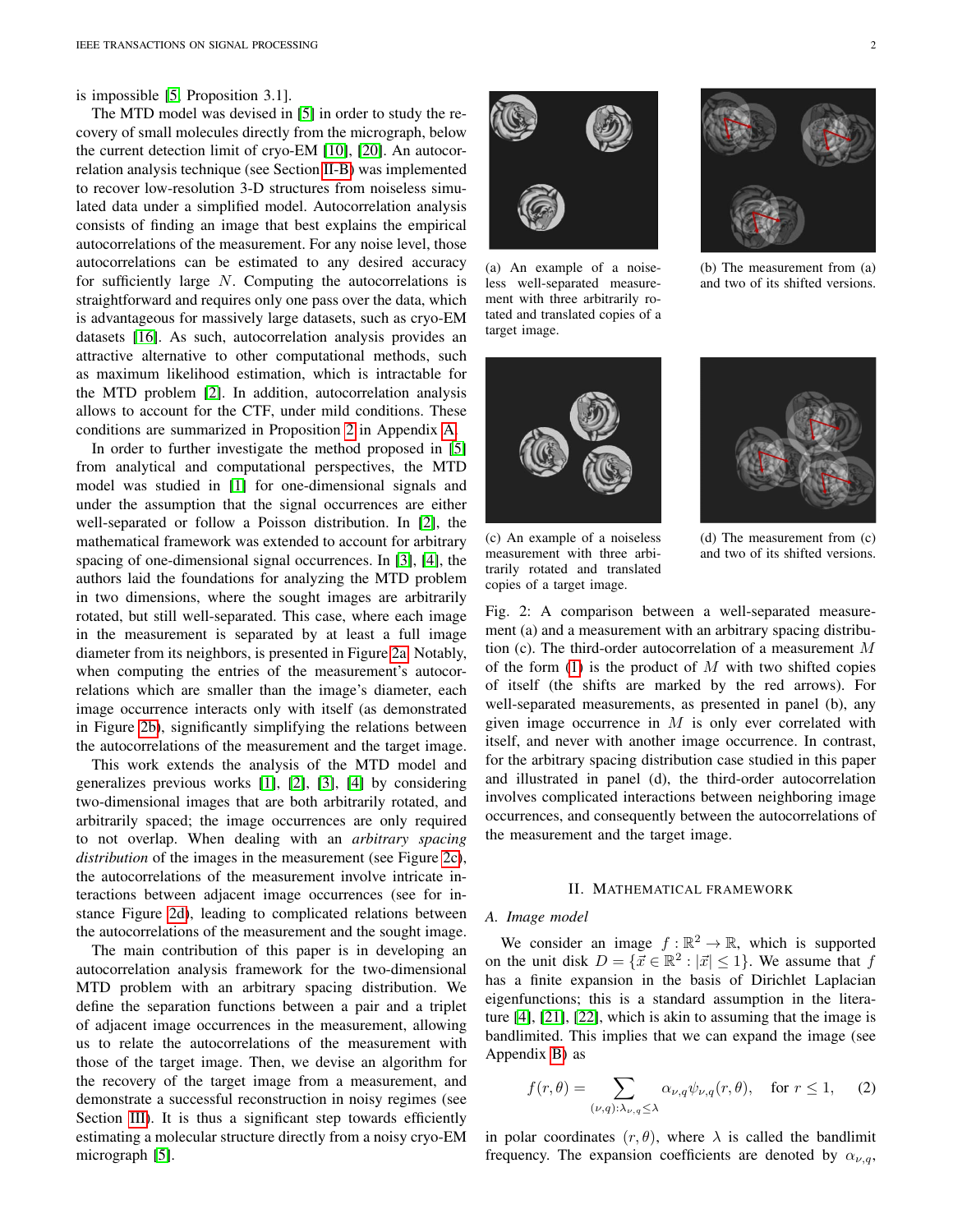is impossible [5, Proposition 3.1].

The MTD model was devised in [5] in order to study the recovery of small molecules directly from the micrograph, below the current detection limit of cryo-EM [10], [20]. An autocorrelation analysis technique (see Section II-B) was implemented to recover low-resolution 3-D structures from noiseless simulated data under a simplified model. Autocorrelation analysis consists of finding an image that best explains the empirical autocorrelations of the measurement. For any noise level, those autocorrelations can be estimated to any desired accuracy for sufficiently large $N$. Computing the autocorrelations is straightforward and requires only one pass over the data, which is advantageous for massively large datasets, such as cryo-EM datasets [16]. As such, autocorrelation analysis provides an attractive alternative to other computational methods, such as maximum likelihood estimation, which is intractable for the MTD problem [2]. In addition, autocorrelation analysis allows to account for the CTF, under mild conditions. These conditions are summarized in Proposition 2 in Appendix A.

In order to further investigate the method proposed in [5] from analytical and computational perspectives, the MTD model was studied in [1] for one-dimensional signals and under the assumption that the signal occurrences are either well-separated or follow a Poisson distribution. In [2], the mathematical framework was extended to account for arbitrary spacing of one-dimensional signal occurrences. In [3], [4], the authors laid the foundations for analyzing the MTD problem in two dimensions, where the sought images are arbitrarily rotated, but still well-separated. This case, where each image in the measurement is separated by at least a full image diameter from its neighbors, is presented in Figure 2a. Notably, when computing the entries of the measurement's autocorrelations which are smaller than the image's diameter, each image occurrence interacts only with itself (as demonstrated in Figure 2b), significantly simplifying the relations between the autocorrelations of the measurement and the target image.

This work extends the analysis of the MTD model and generalizes previous works [1], [2], [3], [4] by considering two-dimensional images that are both arbitrarily rotated, and arbitrarily spaced; the image occurrences are only required to not overlap. When dealing with an *arbitrary spacing distribution* of the images in the measurement (see Figure 2c), the autocorrelations of the measurement involve intricate interactions between adjacent image occurrences (see for instance Figure 2d), leading to complicated relations between the autocorrelations of the measurement and the sought image.

The main contribution of this paper is in developing an autocorrelation analysis framework for the two-dimensional MTD problem with an arbitrary spacing distribution. We define the separation functions between a pair and a triplet of adjacent image occurrences in the measurement, allowing us to relate the autocorrelations of the measurement with those of the target image. Then, we devise an algorithm for the recovery of the target image from a measurement, and demonstrate a successful reconstruction in noisy regimes (see Section III). It is thus a significant step towards efficiently estimating a molecular structure directly from a noisy cryo-EM micrograph [5].

(a) An example of a noiseless well-separated measurement with three arbitrarily rotated and translated copies of a target image.

(b) The measurement from (a) and two of its shifted versions.

(c) An example of a noiseless measurement with three arbitrarily rotated and translated copies of a target image.

(d) The measurement from (c) and two of its shifted versions.

Fig. 2: A comparison between a well-separated measurement (a) and a measurement with an arbitrary spacing distribution (c). The third-order autocorrelation of a measurement $M$ of the form (1) is the product of $M$ with two shifted copies of itself (the shifts are marked by the red arrows). For well-separated measurements, as presented in panel (b), any given image occurrence in $M$ is only ever correlated with itself, and never with another image occurrence. In contrast, for the arbitrary spacing distribution case studied in this paper and illustrated in panel (d), the third-order autocorrelation involves complicated interactions between neighboring image occurrences, and consequently between the autocorrelations of the measurement and the target image.

## II. Mathematical Framework

### A. Image model

We consider an image $f : \mathbb{R}^2 \to \mathbb{R}$, which is supported on the unit disk $D = \{\vec{x} \in \mathbb{R}^2 : |\vec{x}| \leq 1\}$. We assume that $f$ has a finite expansion in the basis of Dirichlet Laplacian eigenfunctions; this is a standard assumption in the literature [4], [21], [22], which is akin to assuming that the image is bandlimited. This implies that we can expand the image (see Appendix B) as

$$f(r, \theta) = \sum_{(\nu,q):\lambda_{\nu,q} \leq \lambda} \alpha_{\nu,q} \psi_{\nu,q}(r, \theta), \quad \text{for } r \leq 1, \tag{2}$$

in polar coordinates $(r, \theta)$, where $\lambda$ is called the bandlimit frequency. The expansion coefficients are denoted by $\alpha_{\nu,q}$,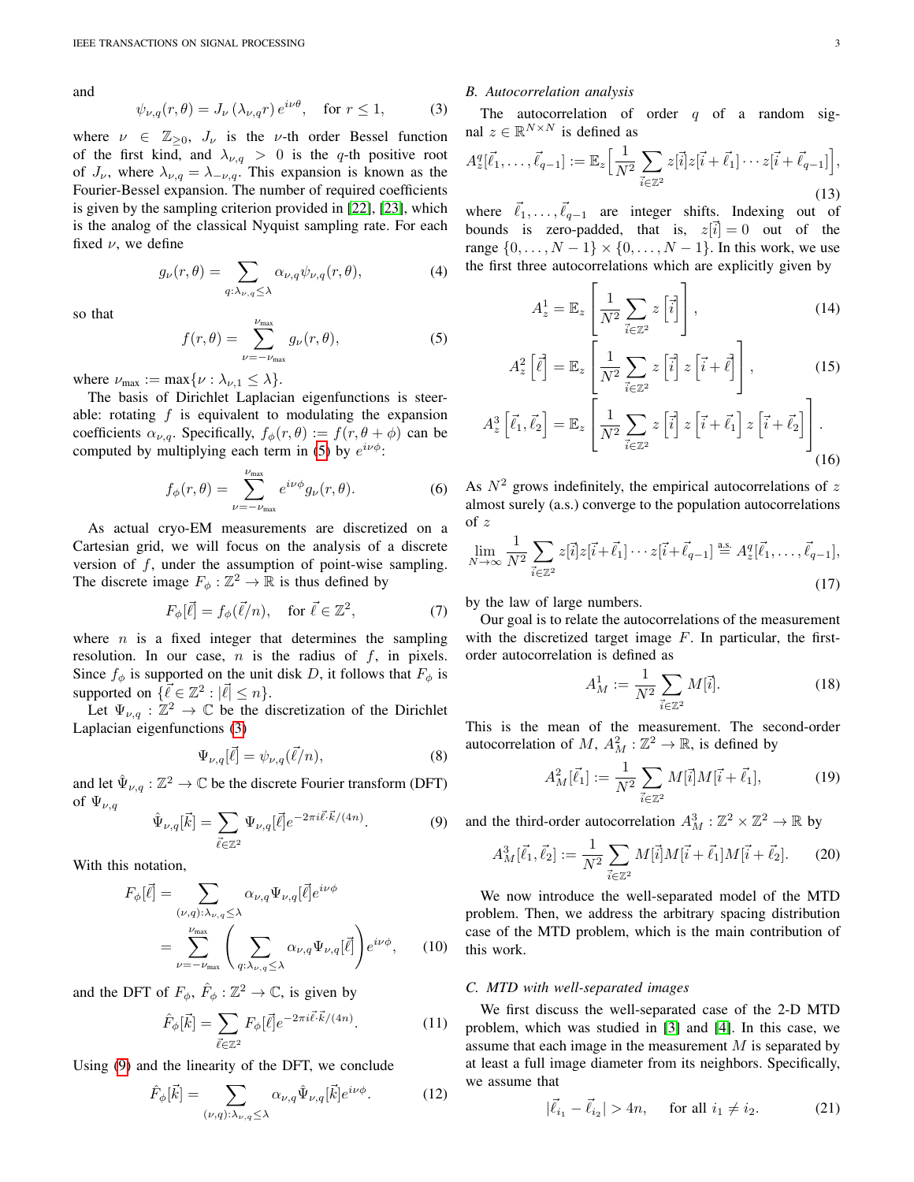and

$$\psi_{\nu,q}(r,\theta) = J_\nu\left(\lambda_{\nu,q} r\right) e^{i\nu\theta}, \quad \text{for } r \le 1, \tag{3}$$

where $\nu \in \mathbb{Z}_{\ge 0}$, $J_\nu$ is the $\nu$-th order Bessel function of the first kind, and $\lambda_{\nu,q} > 0$ is the $q$-th positive root of $J_\nu$, where $\lambda_{\nu,q} = \lambda_{-\nu,q}$. This expansion is known as the Fourier-Bessel expansion. The number of required coefficients is given by the sampling criterion provided in [22], [23], which is the analog of the classical Nyquist sampling rate. For each fixed $\nu$, we define

$$g_\nu(r,\theta) = \sum_{q:\lambda_{\nu,q}\le\lambda} \alpha_{\nu,q}\psi_{\nu,q}(r,\theta), \tag{4}$$

so that

$$f(r,\theta) = \sum_{\nu=-\nu_{\max}}^{\nu_{\max}} g_\nu(r,\theta), \tag{5}$$

where $\nu_{\max} := \max\{\nu : \lambda_{\nu,1} \le \lambda\}$.

The basis of Dirichlet Laplacian eigenfunctions is steerable: rotating $f$ is equivalent to modulating the expansion coefficients $\alpha_{\nu,q}$. Specifically, $f_\phi(r,\theta) := f(r,\theta+\phi)$ can be computed by multiplying each term in (5) by $e^{i\nu\phi}$:

$$f_\phi(r,\theta) = \sum_{\nu=-\nu_{\max}}^{\nu_{\max}} e^{i\nu\phi} g_\nu(r,\theta). \tag{6}$$

As actual cryo-EM measurements are discretized on a Cartesian grid, we will focus on the analysis of a discrete version of $f$, under the assumption of point-wise sampling. The discrete image $F_\phi : \mathbb{Z}^2 \to \mathbb{R}$ is thus defined by

$$F_\phi[\vec{\ell}] = f_\phi(\vec{\ell}/n), \quad \text{for } \vec{\ell} \in \mathbb{Z}^2, \tag{7}$$

where $n$ is a fixed integer that determines the sampling resolution. In our case, $n$ is the radius of $f$, in pixels. Since $f_\phi$ is supported on the unit disk $D$, it follows that $F_\phi$ is supported on $\{\vec{\ell} \in \mathbb{Z}^2 : |\vec{\ell}| \le n\}$.

Let $\Psi_{\nu,q} : \mathbb{Z}^2 \to \mathbb{C}$ be the discretization of the Dirichlet Laplacian eigenfunctions (3)

$$\Psi_{\nu,q}[\vec{\ell}] = \psi_{\nu,q}(\vec{\ell}/n), \tag{8}$$

and let $\hat{\Psi}_{\nu,q} : \mathbb{Z}^2 \to \mathbb{C}$ be the discrete Fourier transform (DFT) of $\Psi_{\nu,q}$

$$\hat{\Psi}_{\nu,q}[\vec{k}] = \sum_{\vec{\ell}\in\mathbb{Z}^2} \Psi_{\nu,q}[\vec{\ell}] e^{-2\pi i \vec{\ell}\cdot\vec{k}/(4n)}. \tag{9}$$

With this notation,

$$\begin{aligned} F_\phi[\vec{\ell}] &= \sum_{(\nu,q):\lambda_{\nu,q}\le\lambda} \alpha_{\nu,q}\Psi_{\nu,q}[\vec{\ell}] e^{i\nu\phi} \\ &= \sum_{\nu=-\nu_{\max}}^{\nu_{\max}} \left( \sum_{q:\lambda_{\nu,q}\le\lambda} \alpha_{\nu,q}\Psi_{\nu,q}[\vec{\ell}] \right) e^{i\nu\phi}, \end{aligned} \tag{10}$$

and the DFT of $F_\phi$, $\hat{F}_\phi : \mathbb{Z}^2 \to \mathbb{C}$, is given by

$$\hat{F}_\phi[\vec{k}] = \sum_{\vec{\ell}\in\mathbb{Z}^2} F_\phi[\vec{\ell}] e^{-2\pi i \vec{\ell}\cdot\vec{k}/(4n)}. \tag{11}$$

Using (9) and the linearity of the DFT, we conclude

$$\hat{F}_\phi[\vec{k}] = \sum_{(\nu,q):\lambda_{\nu,q}\le\lambda} \alpha_{\nu,q}\hat{\Psi}_{\nu,q}[\vec{k}] e^{i\nu\phi}. \tag{12}$$

### B. Autocorrelation analysis

The autocorrelation of order $q$ of a random signal $z \in \mathbb{R}^{N\times N}$ is defined as

$$A_z^q[\vec{\ell}_1,\ldots,\vec{\ell}_{q-1}] := \mathbb{E}_z\Big[\frac{1}{N^2}\sum_{\vec{i}\in\mathbb{Z}^2} z[\vec{i}]z[\vec{i}+\vec{\ell}_1]\cdots z[\vec{i}+\vec{\ell}_{q-1}]\Big], \tag{13}$$

where $\vec{\ell}_1,\ldots,\vec{\ell}_{q-1}$ are integer shifts. Indexing out of bounds is zero-padded, that is, $z[\vec{i}] = 0$ out of the range $\{0,\ldots,N-1\}\times\{0,\ldots,N-1\}$. In this work, we use the first three autocorrelations which are explicitly given by

$$A_z^1 = \mathbb{E}_z\left[\frac{1}{N^2}\sum_{\vec{i}\in\mathbb{Z}^2} z\left[\vec{i}\right]\right], \tag{14}$$

$$A_z^2\left[\vec{\ell}\right] = \mathbb{E}_z\left[\frac{1}{N^2}\sum_{\vec{i}\in\mathbb{Z}^2} z\left[\vec{i}\right] z\left[\vec{i}+\vec{\ell}\right]\right], \tag{15}$$

$$A_z^3\left[\vec{\ell}_1,\vec{\ell}_2\right] = \mathbb{E}_z\left[\frac{1}{N^2}\sum_{\vec{i}\in\mathbb{Z}^2} z\left[\vec{i}\right] z\left[\vec{i}+\vec{\ell}_1\right] z\left[\vec{i}+\vec{\ell}_2\right]\right]. \tag{16}$$

As $N^2$ grows indefinitely, the empirical autocorrelations of $z$ almost surely (a.s.) converge to the population autocorrelations of $z$

$$\lim_{N\to\infty}\frac{1}{N^2}\sum_{\vec{i}\in\mathbb{Z}^2} z[\vec{i}]z[\vec{i}+\vec{\ell}_1]\cdots z[\vec{i}+\vec{\ell}_{q-1}] \overset{\text{a.s.}}{=} A_z^q[\vec{\ell}_1,\ldots,\vec{\ell}_{q-1}], \tag{17}$$

by the law of large numbers.

Our goal is to relate the autocorrelations of the measurement with the discretized target image $F$. In particular, the first-order autocorrelation is defined as

$$A_M^1 := \frac{1}{N^2}\sum_{\vec{i}\in\mathbb{Z}^2} M[\vec{i}]. \tag{18}$$

This is the mean of the measurement. The second-order autocorrelation of $M$, $A_M^2 : \mathbb{Z}^2 \to \mathbb{R}$, is defined by

$$A_M^2[\vec{\ell}_1] := \frac{1}{N^2}\sum_{\vec{i}\in\mathbb{Z}^2} M[\vec{i}]M[\vec{i}+\vec{\ell}_1], \tag{19}$$

and the third-order autocorrelation $A_M^3 : \mathbb{Z}^2\times\mathbb{Z}^2 \to \mathbb{R}$ by

$$A_M^3[\vec{\ell}_1,\vec{\ell}_2] := \frac{1}{N^2}\sum_{\vec{i}\in\mathbb{Z}^2} M[\vec{i}]M[\vec{i}+\vec{\ell}_1]M[\vec{i}+\vec{\ell}_2]. \tag{20}$$

We now introduce the well-separated model of the MTD problem. Then, we address the arbitrary spacing distribution case of the MTD problem, which is the main contribution of this work.

### C. MTD with well-separated images

We first discuss the well-separated case of the 2-D MTD problem, which was studied in [3] and [4]. In this case, we assume that each image in the measurement $M$ is separated by at least a full image diameter from its neighbors. Specifically, we assume that

$$|\vec{\ell}_{i_1} - \vec{\ell}_{i_2}| > 4n, \quad \text{for all } i_1 \ne i_2. \tag{21}$$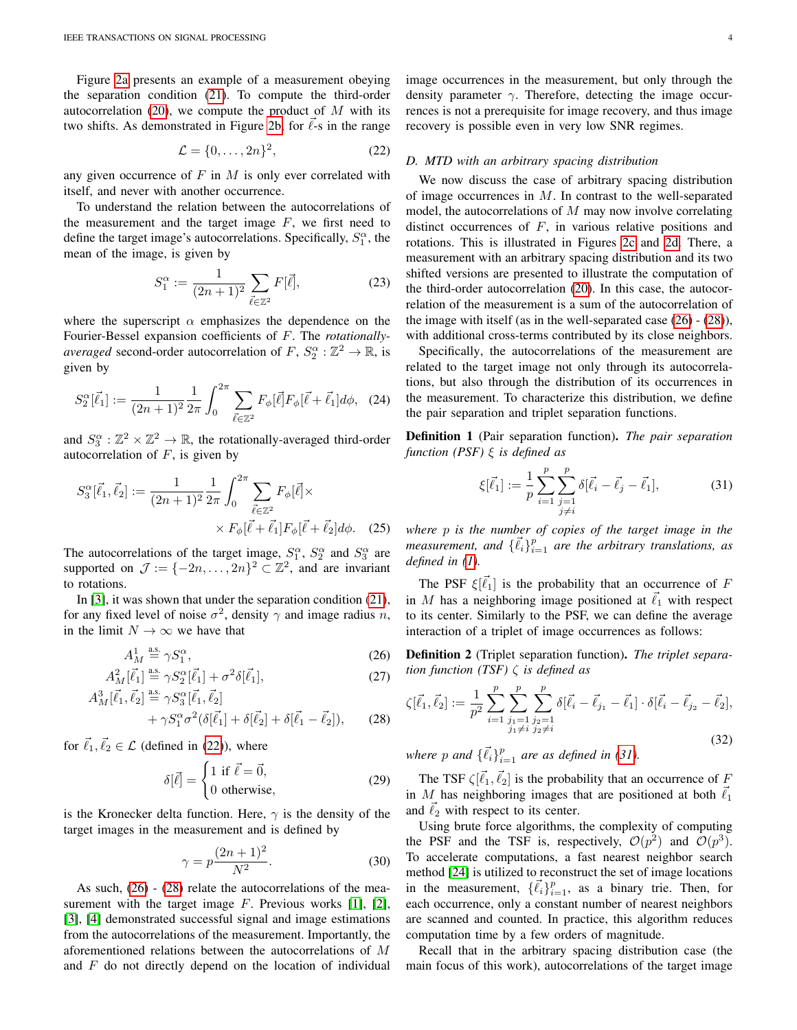Figure 2a presents an example of a measurement obeying the separation condition (21). To compute the third-order autocorrelation (20), we compute the product of $M$ with its two shifts. As demonstrated in Figure 2b, for $\vec{\ell}$-s in the range

$$\mathcal{L} = \{0, \dots, 2n\}^2, \tag{22}$$

any given occurrence of $F$ in $M$ is only ever correlated with itself, and never with another occurrence.

To understand the relation between the autocorrelations of the measurement and the target image $F$, we first need to define the target image's autocorrelations. Specifically, $S_1^\alpha$, the mean of the image, is given by

$$S_1^\alpha := \frac{1}{(2n+1)^2} \sum_{\vec{\ell} \in \mathbb{Z}^2} F[\vec{\ell}], \tag{23}$$

where the superscript $\alpha$ emphasizes the dependence on the Fourier-Bessel expansion coefficients of $F$. The *rotationally-averaged* second-order autocorrelation of $F$, $S_2^\alpha : \mathbb{Z}^2 \to \mathbb{R}$, is given by

$$S_2^\alpha[\vec{\ell}_1] := \frac{1}{(2n+1)^2} \frac{1}{2\pi} \int_0^{2\pi} \sum_{\vec{\ell} \in \mathbb{Z}^2} F_\phi[\vec{\ell}] F_\phi[\vec{\ell} + \vec{\ell}_1] d\phi, \tag{24}$$

and $S_3^\alpha : \mathbb{Z}^2 \times \mathbb{Z}^2 \to \mathbb{R}$, the rotationally-averaged third-order autocorrelation of $F$, is given by

$$S_3^\alpha[\vec{\ell}_1, \vec{\ell}_2] := \frac{1}{(2n+1)^2} \frac{1}{2\pi} \int_0^{2\pi} \sum_{\vec{\ell} \in \mathbb{Z}^2} F_\phi[\vec{\ell}] \times F_\phi[\vec{\ell} + \vec{\ell}_1] F_\phi[\vec{\ell} + \vec{\ell}_2] d\phi. \tag{25}$$

The autocorrelations of the target image, $S_1^\alpha$, $S_2^\alpha$ and $S_3^\alpha$ are supported on $\mathcal{J} := \{-2n, \dots, 2n\}^2 \subset \mathbb{Z}^2$, and are invariant to rotations.

In [3], it was shown that under the separation condition (21), for any fixed level of noise $\sigma^2$, density $\gamma$ and image radius $n$, in the limit $N \to \infty$ we have that

$$A_M^1 \overset{\text{a.s.}}{=} \gamma S_1^\alpha, \tag{26}$$

$$A_M^2[\vec{\ell}_1] \overset{\text{a.s.}}{=} \gamma S_2^\alpha[\vec{\ell}_1] + \sigma^2 \delta[\vec{\ell}_1], \tag{27}$$

$$A_M^3[\vec{\ell}_1, \vec{\ell}_2] \overset{\text{a.s.}}{=} \gamma S_3^\alpha[\vec{\ell}_1, \vec{\ell}_2] + \gamma S_1^\alpha \sigma^2 (\delta[\vec{\ell}_1] + \delta[\vec{\ell}_2] + \delta[\vec{\ell}_1 - \vec{\ell}_2]), \tag{28}$$

for $\vec{\ell}_1, \vec{\ell}_2 \in \mathcal{L}$ (defined in (22)), where

$$\delta[\vec{\ell}] = \begin{cases} 1 \text{ if } \vec{\ell} = \vec{0}, \\ 0 \text{ otherwise}, \end{cases} \tag{29}$$

is the Kronecker delta function. Here, $\gamma$ is the density of the target images in the measurement and is defined by

$$\gamma = p \frac{(2n+1)^2}{N^2}. \tag{30}$$

As such, (26) - (28) relate the autocorrelations of the measurement with the target image $F$. Previous works [1], [2], [3], [4] demonstrated successful signal and image estimations from the autocorrelations of the measurement. Importantly, the aforementioned relations between the autocorrelations of $M$ and $F$ do not directly depend on the location of individual image occurrences in the measurement, but only through the density parameter $\gamma$. Therefore, detecting the image occurrences is not a prerequisite for image recovery, and thus image recovery is possible even in very low SNR regimes.

### D. MTD with an arbitrary spacing distribution

We now discuss the case of arbitrary spacing distribution of image occurrences in $M$. In contrast to the well-separated model, the autocorrelations of $M$ may now involve correlating distinct occurrences of $F$, in various relative positions and rotations. This is illustrated in Figures 2c and 2d. There, a measurement with an arbitrary spacing distribution and its two shifted versions are presented to illustrate the computation of the third-order autocorrelation (20). In this case, the autocorrelation of the measurement is a sum of the autocorrelation of the image with itself (as in the well-separated case (26) - (28)), with additional cross-terms contributed by its close neighbors.

Specifically, the autocorrelations of the measurement are related to the target image not only through its autocorrelations, but also through the distribution of its occurrences in the measurement. To characterize this distribution, we define the pair separation and triplet separation functions.

**Definition 1** (Pair separation function)**.** *The pair separation function (PSF) $\xi$ is defined as*

$$\xi[\vec{\ell}_1] := \frac{1}{p} \sum_{i=1}^{p} \sum_{\substack{j=1 \\ j \neq i}}^{p} \delta[\vec{\ell}_i - \vec{\ell}_j - \vec{\ell}_1], \tag{31}$$

*where $p$ is the number of copies of the target image in the measurement, and $\{\vec{\ell}_i\}_{i=1}^p$ are the arbitrary translations, as defined in (1).*

The PSF $\xi[\vec{\ell}_1]$ is the probability that an occurrence of $F$ in $M$ has a neighboring image positioned at $\vec{\ell}_1$ with respect to its center. Similarly to the PSF, we can define the average interaction of a triplet of image occurrences as follows:

**Definition 2** (Triplet separation function)**.** *The triplet separation function (TSF) $\zeta$ is defined as*

$$\zeta[\vec{\ell}_1, \vec{\ell}_2] := \frac{1}{p^2} \sum_{i=1}^{p} \sum_{\substack{j_1=1 \\ j_1 \neq i}}^{p} \sum_{\substack{j_2=1 \\ j_2 \neq i}}^{p} \delta[\vec{\ell}_i - \vec{\ell}_{j_1} - \vec{\ell}_1] \cdot \delta[\vec{\ell}_i - \vec{\ell}_{j_2} - \vec{\ell}_2], \tag{32}$$

*where $p$ and $\{\vec{\ell}_i\}_{i=1}^p$ are as defined in (31).*

The TSF $\zeta[\vec{\ell}_1, \vec{\ell}_2]$ is the probability that an occurrence of $F$ in $M$ has neighboring images that are positioned at both $\vec{\ell}_1$ and $\vec{\ell}_2$ with respect to its center.

Using brute force algorithms, the complexity of computing the PSF and the TSF is, respectively, $\mathcal{O}(p^2)$ and $\mathcal{O}(p^3)$. To accelerate computations, a fast nearest neighbor search method [24] is utilized to reconstruct the set of image locations in the measurement, $\{\vec{\ell}_i\}_{i=1}^p$, as a binary trie. Then, for each occurrence, only a constant number of nearest neighbors are scanned and counted. In practice, this algorithm reduces computation time by a few orders of magnitude.

Recall that in the arbitrary spacing distribution case (the main focus of this work), autocorrelations of the target image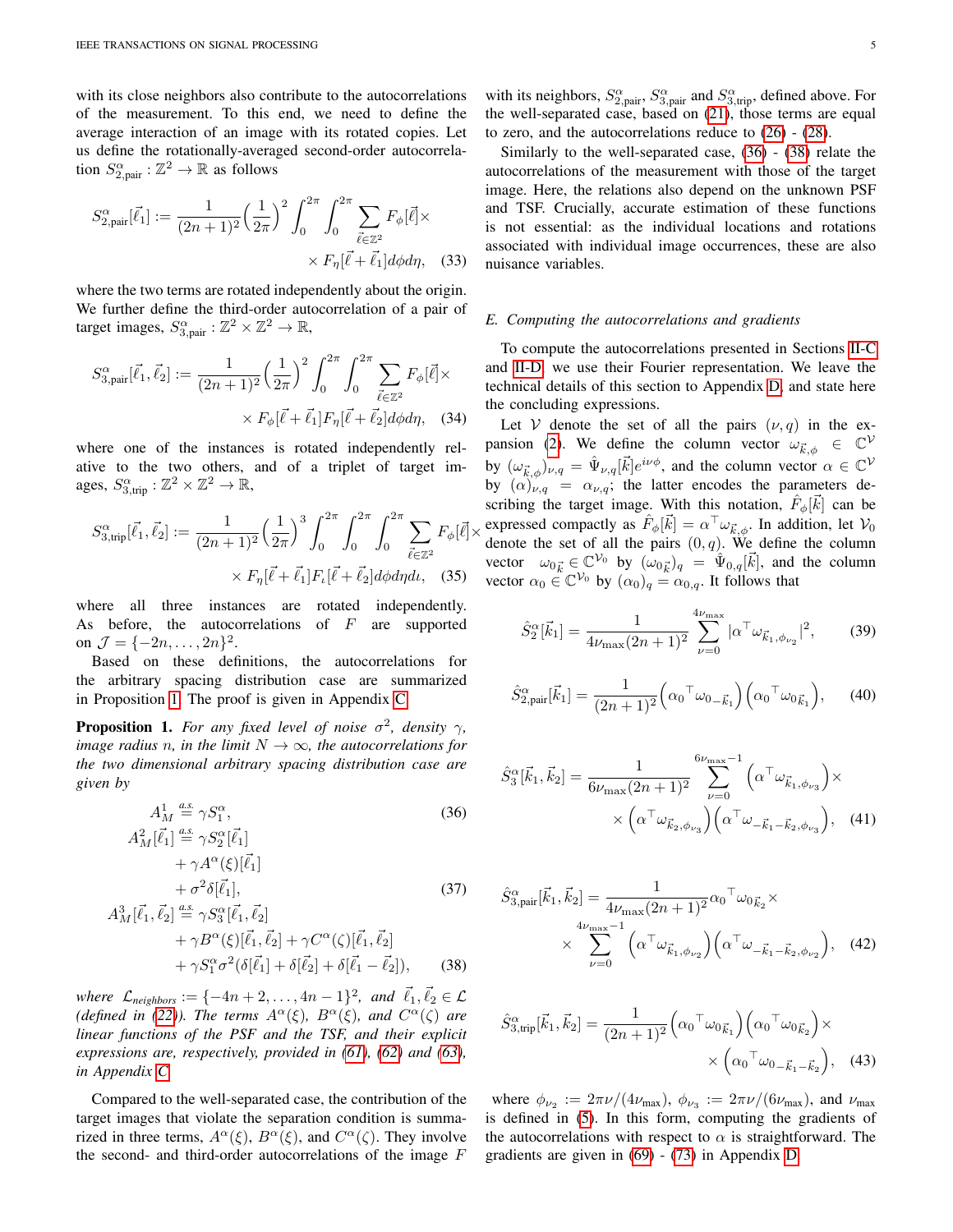with its close neighbors also contribute to the autocorrelations of the measurement. To this end, we need to define the average interaction of an image with its rotated copies. Let us define the rotationally-averaged second-order autocorrelation $S_{2,\text{pair}}^{\alpha} : \mathbb{Z}^2 \to \mathbb{R}$ as follows

$$S_{2,\text{pair}}^{\alpha}[\vec{\ell}_1] := \frac{1}{(2n+1)^2}\Big(\frac{1}{2\pi}\Big)^2 \int_0^{2\pi}\int_0^{2\pi} \sum_{\vec{\ell}\in\mathbb{Z}^2} F_{\phi}[\vec{\ell}] \times F_{\eta}[\vec{\ell}+\vec{\ell}_1] d\phi d\eta, \quad (33)$$

where the two terms are rotated independently about the origin. We further define the third-order autocorrelation of a pair of target images, $S_{3,\text{pair}}^{\alpha} : \mathbb{Z}^2 \times \mathbb{Z}^2 \to \mathbb{R}$,

$$S_{3,\text{pair}}^{\alpha}[\vec{\ell}_1,\vec{\ell}_2] := \frac{1}{(2n+1)^2}\Big(\frac{1}{2\pi}\Big)^2 \int_0^{2\pi}\int_0^{2\pi} \sum_{\vec{\ell}\in\mathbb{Z}^2} F_{\phi}[\vec{\ell}] \times F_{\phi}[\vec{\ell}+\vec{\ell}_1] F_{\eta}[\vec{\ell}+\vec{\ell}_2] d\phi d\eta, \quad (34)$$

where one of the instances is rotated independently relative to the two others, and of a triplet of target images, $S_{3,\text{trip}}^{\alpha} : \mathbb{Z}^2 \times \mathbb{Z}^2 \to \mathbb{R}$,

$$S_{3,\text{trip}}^{\alpha}[\vec{\ell}_1,\vec{\ell}_2] := \frac{1}{(2n+1)^2}\Big(\frac{1}{2\pi}\Big)^3 \int_0^{2\pi}\int_0^{2\pi}\int_0^{2\pi} \sum_{\vec{\ell}\in\mathbb{Z}^2} F_{\phi}[\vec{\ell}] \times F_{\eta}[\vec{\ell}+\vec{\ell}_1] F_{\iota}[\vec{\ell}+\vec{\ell}_2] d\phi d\eta d\iota, \quad (35)$$

where all three instances are rotated independently. As before, the autocorrelations of $F$ are supported on $\mathcal{J} = \{-2n, \ldots, 2n\}^2$.

Based on these definitions, the autocorrelations for the arbitrary spacing distribution case are summarized in Proposition 1. The proof is given in Appendix C.

**Proposition 1.** *For any fixed level of noise $\sigma^2$, density $\gamma$, image radius $n$, in the limit $N \to \infty$, the autocorrelations for the two dimensional arbitrary spacing distribution case are given by*

$$A_M^1 \overset{a.s.}{=} \gamma S_1^{\alpha}, \quad (36)$$

$$A_M^2[\vec{\ell}_1] \overset{a.s.}{=} \gamma S_2^{\alpha}[\vec{\ell}_1] + \gamma A^{\alpha}(\xi)[\vec{\ell}_1] + \sigma^2 \delta[\vec{\ell}_1], \quad (37)$$

$$A_M^3[\vec{\ell}_1,\vec{\ell}_2] \overset{a.s.}{=} \gamma S_3^{\alpha}[\vec{\ell}_1,\vec{\ell}_2] + \gamma B^{\alpha}(\xi)[\vec{\ell}_1,\vec{\ell}_2] + \gamma C^{\alpha}(\zeta)[\vec{\ell}_1,\vec{\ell}_2] + \gamma S_1^{\alpha}\sigma^2(\delta[\vec{\ell}_1] + \delta[\vec{\ell}_2] + \delta[\vec{\ell}_1 - \vec{\ell}_2]), \quad (38)$$

*where $\mathcal{L}_{\text{neighbors}} := \{-4n+2, \ldots, 4n-1\}^2$, and $\vec{\ell}_1, \vec{\ell}_2 \in \mathcal{L}$ (defined in (22)). The terms $A^{\alpha}(\xi)$, $B^{\alpha}(\xi)$, and $C^{\alpha}(\zeta)$ are linear functions of the PSF and the TSF, and their explicit expressions are, respectively, provided in (61), (62) and (63), in Appendix C.*

Compared to the well-separated case, the contribution of the target images that violate the separation condition is summarized in three terms, $A^{\alpha}(\xi)$, $B^{\alpha}(\xi)$, and $C^{\alpha}(\zeta)$. They involve the second- and third-order autocorrelations of the image $F$ with its neighbors, $S_{2,\text{pair}}^{\alpha}$, $S_{3,\text{pair}}^{\alpha}$ and $S_{3,\text{trip}}^{\alpha}$, defined above. For the well-separated case, based on (21), those terms are equal to zero, and the autocorrelations reduce to (26) - (28).

Similarly to the well-separated case, (36) - (38) relate the autocorrelations of the measurement with those of the target image. Here, the relations also depend on the unknown PSF and TSF. Crucially, accurate estimation of these functions is not essential: as the individual locations and rotations associated with individual image occurrences, these are also nuisance variables.

### E. Computing the autocorrelations and gradients

To compute the autocorrelations presented in Sections II-C and II-D, we use their Fourier representation. We leave the technical details of this section to Appendix D and state here the concluding expressions.

Let $\mathcal{V}$ denote the set of all the pairs $(\nu, q)$ in the expansion (2). We define the column vector $\omega_{\vec{k},\phi} \in \mathbb{C}^{\mathcal{V}}$ by $(\omega_{\vec{k},\phi})_{\nu,q} = \hat{\Psi}_{\nu,q}[\vec{k}]e^{i\nu\phi}$, and the column vector $\alpha \in \mathbb{C}^{\mathcal{V}}$ by $(\alpha)_{\nu,q} = \alpha_{\nu,q}$; the latter encodes the parameters describing the target image. With this notation, $\hat{F}_{\phi}[\vec{k}]$ can be expressed compactly as $\hat{F}_{\phi}[\vec{k}] = \alpha^{\top}\omega_{\vec{k},\phi}$. In addition, let $\mathcal{V}_0$ denote the set of all the pairs $(0, q)$. We define the column vector $\omega_{0\vec{k}} \in \mathbb{C}^{\mathcal{V}_0}$ by $(\omega_{0\vec{k}})_q = \hat{\Psi}_{0,q}[\vec{k}]$, and the column vector $\alpha_0 \in \mathbb{C}^{\mathcal{V}_0}$ by $(\alpha_0)_q = \alpha_{0,q}$. It follows that

$$\hat{S}_2^{\alpha}[\vec{k}_1] = \frac{1}{4\nu_{\max}(2n+1)^2}\sum_{\nu=0}^{4\nu_{\max}} |\alpha^{\top}\omega_{\vec{k}_1,\phi_{\nu_2}}|^2, \quad (39)$$

$$\hat{S}_{2,\text{pair}}^{\alpha}[\vec{k}_1] = \frac{1}{(2n+1)^2}\Big({\alpha_0}^{\top}\omega_{0_{-\vec{k}_1}}\Big)\Big({\alpha_0}^{\top}\omega_{0_{\vec{k}_1}}\Big), \quad (40)$$

$$\hat{S}_3^{\alpha}[\vec{k}_1,\vec{k}_2] = \frac{1}{6\nu_{\max}(2n+1)^2}\sum_{\nu=0}^{6\nu_{\max}-1}\Big(\alpha^{\top}\omega_{\vec{k}_1,\phi_{\nu_3}}\Big) \times \Big(\alpha^{\top}\omega_{\vec{k}_2,\phi_{\nu_3}}\Big)\Big(\alpha^{\top}\omega_{-\vec{k}_1-\vec{k}_2,\phi_{\nu_3}}\Big), \quad (41)$$

$$\hat{S}_{3,\text{pair}}^{\alpha}[\vec{k}_1,\vec{k}_2] = \frac{1}{4\nu_{\max}(2n+1)^2}{\alpha_0}^{\top}\omega_{0_{\vec{k}_2}} \times \sum_{\nu=0}^{4\nu_{\max}-1}\Big(\alpha^{\top}\omega_{\vec{k}_1,\phi_{\nu_2}}\Big)\Big(\alpha^{\top}\omega_{-\vec{k}_1-\vec{k}_2,\phi_{\nu_2}}\Big), \quad (42)$$

$$\hat{S}_{3,\text{trip}}^{\alpha}[\vec{k}_1,\vec{k}_2] = \frac{1}{(2n+1)^2}\Big({\alpha_0}^{\top}\omega_{0_{\vec{k}_1}}\Big)\Big({\alpha_0}^{\top}\omega_{0_{\vec{k}_2}}\Big) \times \Big({\alpha_0}^{\top}\omega_{0_{-\vec{k}_1-\vec{k}_2}}\Big), \quad (43)$$

where $\phi_{\nu_2} := 2\pi\nu/(4\nu_{\max})$, $\phi_{\nu_3} := 2\pi\nu/(6\nu_{\max})$, and $\nu_{\max}$ is defined in (5). In this form, computing the gradients of the autocorrelations with respect to $\alpha$ is straightforward. The gradients are given in (69) - (73) in Appendix D.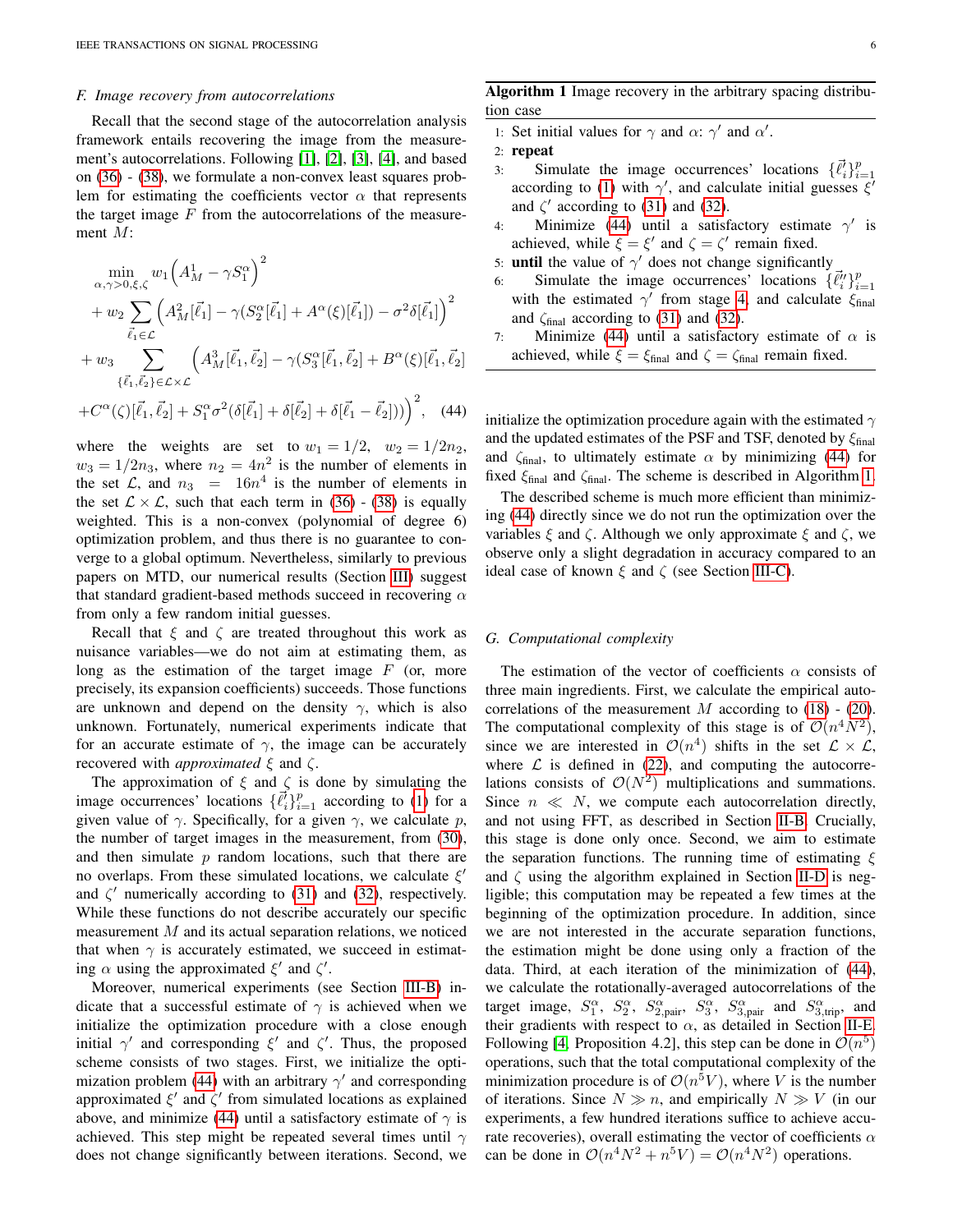### F. Image recovery from autocorrelations

Recall that the second stage of the autocorrelation analysis framework entails recovering the image from the measurement's autocorrelations. Following [1], [2], [3], [4], and based on (36) - (38), we formulate a non-convex least squares problem for estimating the coefficients vector $\alpha$ that represents the target image $F$ from the autocorrelations of the measurement $M$:

$$
\begin{aligned}
\min_{\alpha,\gamma>0,\xi,\zeta} & \; w_1 \Big( A_M^1 - \gamma S_1^\alpha \Big)^2 \\
&+ w_2 \sum_{\vec{\ell}_1 \in \mathcal{L}} \Big( A_M^2[\vec{\ell}_1] - \gamma (S_2^\alpha[\vec{\ell}_1] + A^\alpha(\xi)[\vec{\ell}_1]) - \sigma^2 \delta[\vec{\ell}_1] \Big)^2 \\
&+ w_3 \sum_{\{\vec{\ell}_1,\vec{\ell}_2\} \in \mathcal{L}\times\mathcal{L}} \Big( A_M^3[\vec{\ell}_1,\vec{\ell}_2] - \gamma (S_3^\alpha[\vec{\ell}_1,\vec{\ell}_2] + B^\alpha(\xi)[\vec{\ell}_1,\vec{\ell}_2] \\
&+ C^\alpha(\zeta)[\vec{\ell}_1,\vec{\ell}_2] + S_1^\alpha \sigma^2 (\delta[\vec{\ell}_1] + \delta[\vec{\ell}_2] + \delta[\vec{\ell}_1 - \vec{\ell}_2])) \Big)^2, \quad (44)
\end{aligned}
$$

where the weights are set to $w_1 = 1/2$, $w_2 = 1/2n_2$, $w_3 = 1/2n_3$, where $n_2 = 4n^2$ is the number of elements in the set $\mathcal{L}$, and $n_3 = 16n^4$ is the number of elements in the set $\mathcal{L} \times \mathcal{L}$, such that each term in (36) - (38) is equally weighted. This is a non-convex (polynomial of degree 6) optimization problem, and thus there is no guarantee to converge to a global optimum. Nevertheless, similarly to previous papers on MTD, our numerical results (Section III) suggest that standard gradient-based methods succeed in recovering $\alpha$ from only a few random initial guesses.

Recall that $\xi$ and $\zeta$ are treated throughout this work as nuisance variables—we do not aim at estimating them, as long as the estimation of the target image $F$ (or, more precisely, its expansion coefficients) succeeds. Those functions are unknown and depend on the density $\gamma$, which is also unknown. Fortunately, numerical experiments indicate that for an accurate estimate of $\gamma$, the image can be accurately recovered with *approximated* $\xi$ and $\zeta$.

The approximation of $\xi$ and $\zeta$ is done by simulating the image occurrences' locations $\{\vec{\ell}_i'\}_{i=1}^p$ according to (1) for a given value of $\gamma$. Specifically, for a given $\gamma$, we calculate $p$, the number of target images in the measurement, from (30), and then simulate $p$ random locations, such that there are no overlaps. From these simulated locations, we calculate $\xi'$ and $\zeta'$ numerically according to (31) and (32), respectively. While these functions do not describe accurately our specific measurement $M$ and its actual separation relations, we noticed that when $\gamma$ is accurately estimated, we succeed in estimating $\alpha$ using the approximated $\xi'$ and $\zeta'$.

Moreover, numerical experiments (see Section III-B) indicate that a successful estimate of $\gamma$ is achieved when we initialize the optimization procedure with a close enough initial $\gamma'$ and corresponding $\xi'$ and $\zeta'$. Thus, the proposed scheme consists of two stages. First, we initialize the optimization problem (44) with an arbitrary $\gamma'$ and corresponding approximated $\xi'$ and $\zeta'$ from simulated locations as explained above, and minimize (44) until a satisfactory estimate of $\gamma$ is achieved. This step might be repeated several times until $\gamma$ does not change significantly between iterations. Second, we initialize the optimization procedure again with the estimated $\gamma$ and the updated estimates of the PSF and TSF, denoted by $\xi_{\text{final}}$ and $\zeta_{\text{final}}$, to ultimately estimate $\alpha$ by minimizing (44) for fixed $\xi_{\text{final}}$ and $\zeta_{\text{final}}$. The scheme is described in Algorithm 1.

**Algorithm 1** Image recovery in the arbitrary spacing distribution case

1: Set initial values for $\gamma$ and $\alpha$: $\gamma'$ and $\alpha'$.
2: **repeat**
3: Simulate the image occurrences' locations $\{\vec{\ell}_i'\}_{i=1}^p$ according to (1) with $\gamma'$, and calculate initial guesses $\xi'$ and $\zeta'$ according to (31) and (32).
4: Minimize (44) until a satisfactory estimate $\gamma'$ is achieved, while $\xi = \xi'$ and $\zeta = \zeta'$ remain fixed.
5: **until** the value of $\gamma'$ does not change significantly
6: Simulate the image occurrences' locations $\{\vec{\ell}_i''\}_{i=1}^p$ with the estimated $\gamma'$ from stage 4, and calculate $\xi_{\text{final}}$ and $\zeta_{\text{final}}$ according to (31) and (32).
7: Minimize (44) until a satisfactory estimate of $\alpha$ is achieved, while $\xi = \xi_{\text{final}}$ and $\zeta = \zeta_{\text{final}}$ remain fixed.

The described scheme is much more efficient than minimizing (44) directly since we do not run the optimization over the variables $\xi$ and $\zeta$. Although we only approximate $\xi$ and $\zeta$, we observe only a slight degradation in accuracy compared to an ideal case of known $\xi$ and $\zeta$ (see Section III-C).

### G. Computational complexity

The estimation of the vector of coefficients $\alpha$ consists of three main ingredients. First, we calculate the empirical autocorrelations of the measurement $M$ according to (18) - (20). The computational complexity of this stage is of $\mathcal{O}(n^4 N^2)$, since we are interested in $\mathcal{O}(n^4)$ shifts in the set $\mathcal{L} \times \mathcal{L}$, where $\mathcal{L}$ is defined in (22), and computing the autocorrelations consists of $\mathcal{O}(N^2)$ multiplications and summations. Since $n \ll N$, we compute each autocorrelation directly, and not using FFT, as described in Section II-B. Crucially, this stage is done only once. Second, we aim to estimate the separation functions. The running time of estimating $\xi$ and $\zeta$ using the algorithm explained in Section II-D is negligible; this computation may be repeated a few times at the beginning of the optimization procedure. In addition, since we are not interested in the accurate separation functions, the estimation might be done using only a fraction of the data. Third, at each iteration of the minimization of (44), we calculate the rotationally-averaged autocorrelations of the target image, $S_1^\alpha$, $S_2^\alpha$, $S_{2,\text{pair}}^\alpha$, $S_3^\alpha$, $S_{3,\text{pair}}^\alpha$ and $S_{3,\text{trip}}^\alpha$, and their gradients with respect to $\alpha$, as detailed in Section II-E. Following [4, Proposition 4.2], this step can be done in $\mathcal{O}(n^5)$ operations, such that the total computational complexity of the minimization procedure is of $\mathcal{O}(n^5 V)$, where $V$ is the number of iterations. Since $N \gg n$, and empirically $N \gg V$ (in our experiments, a few hundred iterations suffice to achieve accurate recoveries), overall estimating the vector of coefficients $\alpha$ can be done in $\mathcal{O}(n^4 N^2 + n^5 V) = \mathcal{O}(n^4 N^2)$ operations.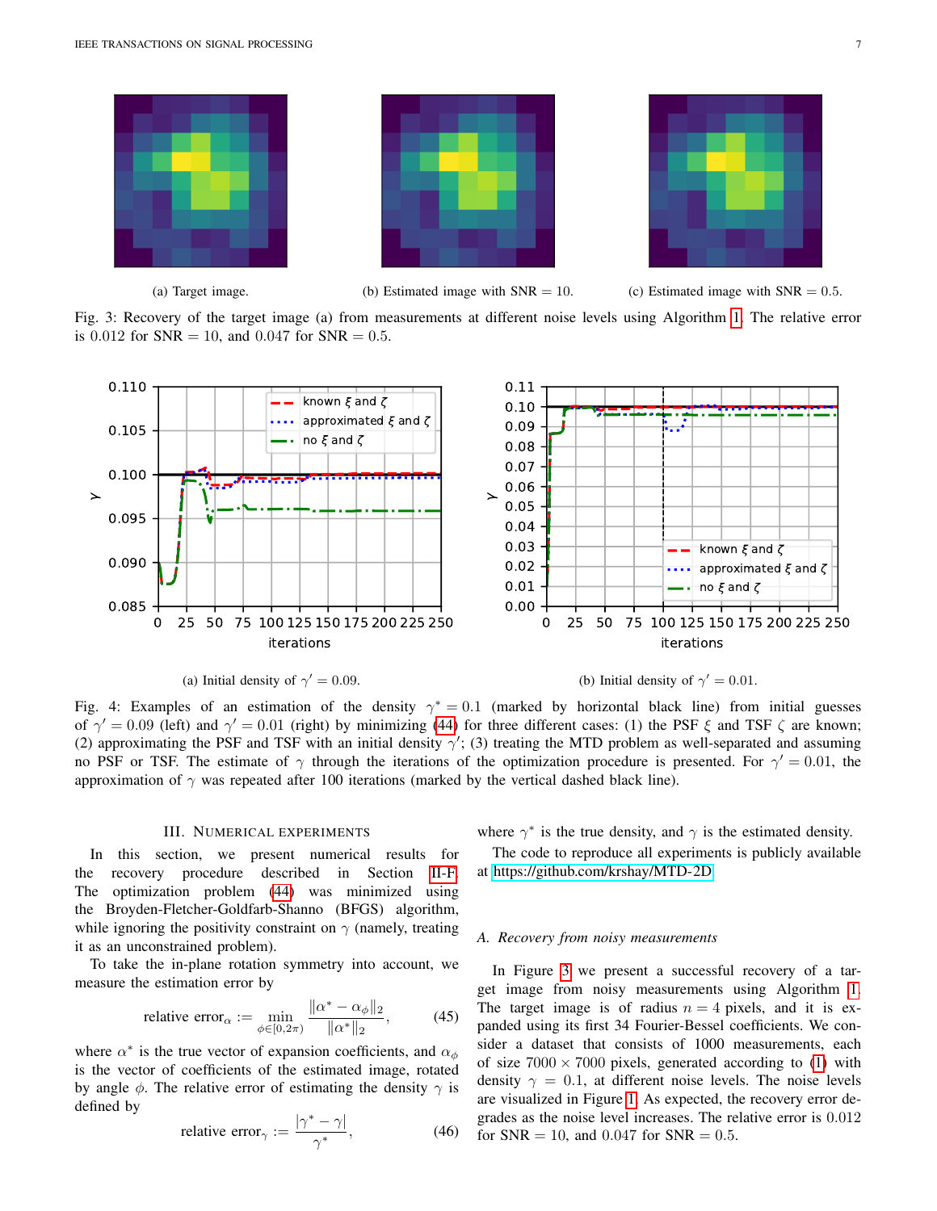(a) Target image.

(b) Estimated image with $\text{SNR} = 10$.

(c) Estimated image with $\text{SNR} = 0.5$.

Fig. 3: Recovery of the target image (a) from measurements at different noise levels using Algorithm 1. The relative error is $0.012$ for $\text{SNR} = 10$, and $0.047$ for $\text{SNR} = 0.5$.

(a) Initial density of $\gamma' = 0.09$.

(b) Initial density of $\gamma' = 0.01$.

Fig. 4: Examples of an estimation of the density $\gamma^* = 0.1$ (marked by horizontal black line) from initial guesses of $\gamma' = 0.09$ (left) and $\gamma' = 0.01$ (right) by minimizing (44) for three different cases: (1) the PSF $\xi$ and TSF $\zeta$ are known; (2) approximating the PSF and TSF with an initial density $\gamma'$; (3) treating the MTD problem as well-separated and assuming no PSF or TSF. The estimate of $\gamma$ through the iterations of the optimization procedure is presented. For $\gamma' = 0.01$, the approximation of $\gamma$ was repeated after 100 iterations (marked by the vertical dashed black line).

## III. Numerical Experiments

In this section, we present numerical results for the recovery procedure described in Section II-F. The optimization problem (44) was minimized using the Broyden-Fletcher-Goldfarb-Shanno (BFGS) algorithm, while ignoring the positivity constraint on $\gamma$ (namely, treating it as an unconstrained problem).

To take the in-plane rotation symmetry into account, we measure the estimation error by

$$\text{relative error}_\alpha := \min_{\phi \in [0, 2\pi)} \frac{\|\alpha^* - \alpha_\phi\|_2}{\|\alpha^*\|_2}, \tag{45}$$

where $\alpha^*$ is the true vector of expansion coefficients, and $\alpha_\phi$ is the vector of coefficients of the estimated image, rotated by angle $\phi$. The relative error of estimating the density $\gamma$ is defined by

$$\text{relative error}_\gamma := \frac{|\gamma^* - \gamma|}{\gamma^*}, \tag{46}$$

where $\gamma^*$ is the true density, and $\gamma$ is the estimated density.

The code to reproduce all experiments is publicly available at https://github.com/krshay/MTD-2D.

### A. Recovery from noisy measurements

In Figure 3 we present a successful recovery of a target image from noisy measurements using Algorithm 1. The target image is of radius $n = 4$ pixels, and it is expanded using its first 34 Fourier-Bessel coefficients. We consider a dataset that consists of 1000 measurements, each of size $7000 \times 7000$ pixels, generated according to (1) with density $\gamma = 0.1$, at different noise levels. The noise levels are visualized in Figure 1. As expected, the recovery error degrades as the noise level increases. The relative error is $0.012$ for $\text{SNR} = 10$, and $0.047$ for $\text{SNR} = 0.5$.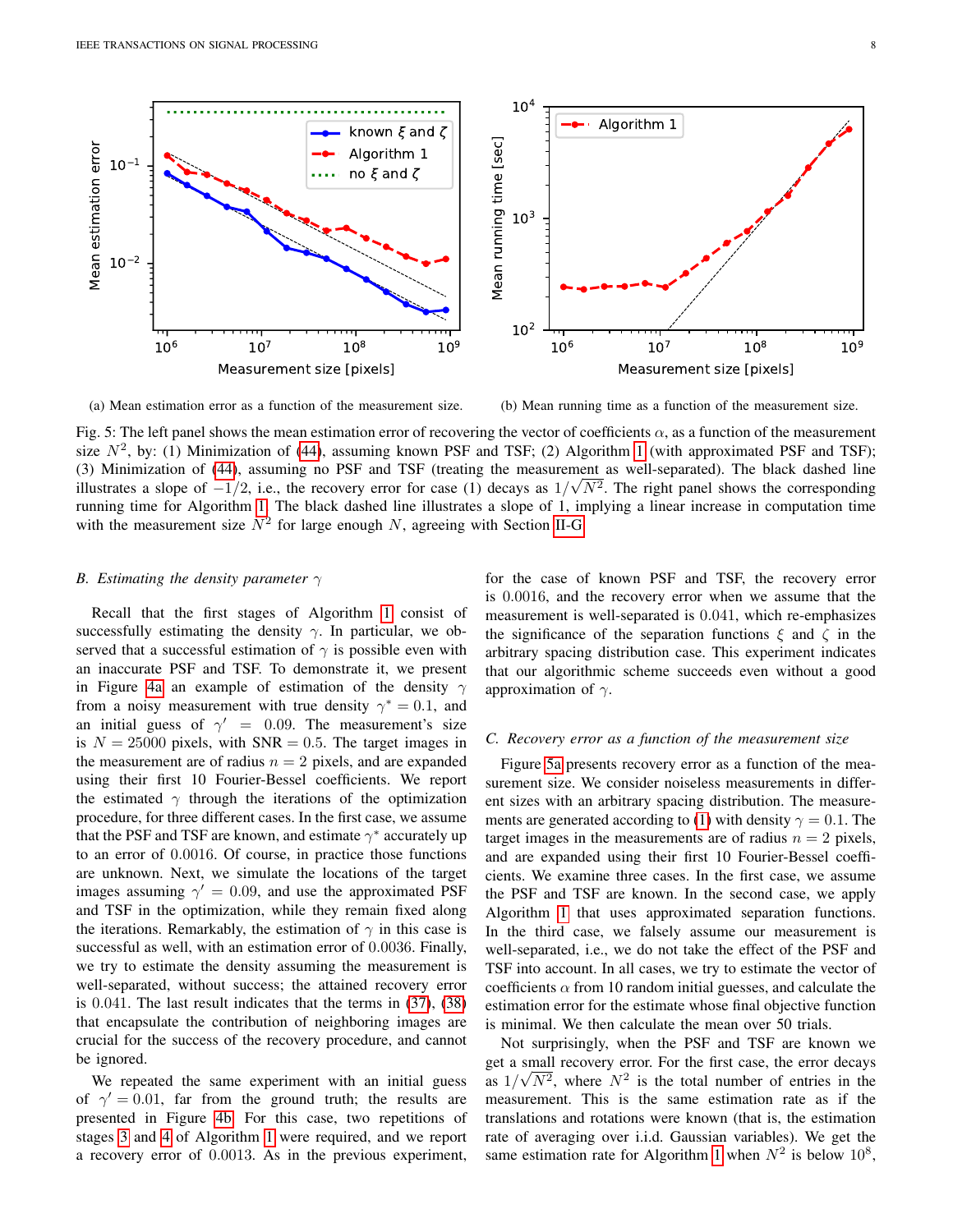(a) Mean estimation error as a function of the measurement size.

(b) Mean running time as a function of the measurement size.

Fig. 5: The left panel shows the mean estimation error of recovering the vector of coefficients $\alpha$, as a function of the measurement size $N^2$, by: (1) Minimization of (44), assuming known PSF and TSF; (2) Algorithm 1 (with approximated PSF and TSF); (3) Minimization of (44), assuming no PSF and TSF (treating the measurement as well-separated). The black dashed line illustrates a slope of $-1/2$, i.e., the recovery error for case (1) decays as $1/\sqrt{N^2}$. The right panel shows the corresponding running time for Algorithm 1. The black dashed line illustrates a slope of 1, implying a linear increase in computation time with the measurement size $N^2$ for large enough $N$, agreeing with Section II-G.

### *B. Estimating the density parameter $\gamma$*

Recall that the first stages of Algorithm 1 consist of successfully estimating the density $\gamma$. In particular, we observed that a successful estimation of $\gamma$ is possible even with an inaccurate PSF and TSF. To demonstrate it, we present in Figure 4a an example of estimation of the density $\gamma$ from a noisy measurement with true density $\gamma^* = 0.1$, and an initial guess of $\gamma' = 0.09$. The measurement's size is $N = 25000$ pixels, with SNR $= 0.5$. The target images in the measurement are of radius $n = 2$ pixels, and are expanded using their first 10 Fourier-Bessel coefficients. We report the estimated $\gamma$ through the iterations of the optimization procedure, for three different cases. In the first case, we assume that the PSF and TSF are known, and estimate $\gamma^*$ accurately up to an error of $0.0016$. Of course, in practice those functions are unknown. Next, we simulate the locations of the target images assuming $\gamma' = 0.09$, and use the approximated PSF and TSF in the optimization, while they remain fixed along the iterations. Remarkably, the estimation of $\gamma$ in this case is successful as well, with an estimation error of $0.0036$. Finally, we try to estimate the density assuming the measurement is well-separated, without success; the attained recovery error is $0.041$. The last result indicates that the terms in (37), (38) that encapsulate the contribution of neighboring images are crucial for the success of the recovery procedure, and cannot be ignored.

We repeated the same experiment with an initial guess of $\gamma' = 0.01$, far from the ground truth; the results are presented in Figure 4b. For this case, two repetitions of stages 3 and 4 of Algorithm 1 were required, and we report a recovery error of $0.0013$. As in the previous experiment, for the case of known PSF and TSF, the recovery error is $0.0016$, and the recovery error when we assume that the measurement is well-separated is $0.041$, which re-emphasizes the significance of the separation functions $\xi$ and $\zeta$ in the arbitrary spacing distribution case. This experiment indicates that our algorithmic scheme succeeds even without a good approximation of $\gamma$.

### *C. Recovery error as a function of the measurement size*

Figure 5a presents recovery error as a function of the measurement size. We consider noiseless measurements in different sizes with an arbitrary spacing distribution. The measurements are generated according to (1) with density $\gamma = 0.1$. The target images in the measurements are of radius $n = 2$ pixels, and are expanded using their first 10 Fourier-Bessel coefficients. We examine three cases. In the first case, we assume the PSF and TSF are known. In the second case, we apply Algorithm 1 that uses approximated separation functions. In the third case, we falsely assume our measurement is well-separated, i.e., we do not take the effect of the PSF and TSF into account. In all cases, we try to estimate the vector of coefficients $\alpha$ from 10 random initial guesses, and calculate the estimation error for the estimate whose final objective function is minimal. We then calculate the mean over 50 trials.

Not surprisingly, when the PSF and TSF are known we get a small recovery error. For the first case, the error decays as $1/\sqrt{N^2}$, where $N^2$ is the total number of entries in the measurement. This is the same estimation rate as if the translations and rotations were known (that is, the estimation rate of averaging over i.i.d. Gaussian variables). We get the same estimation rate for Algorithm 1 when $N^2$ is below $10^8$,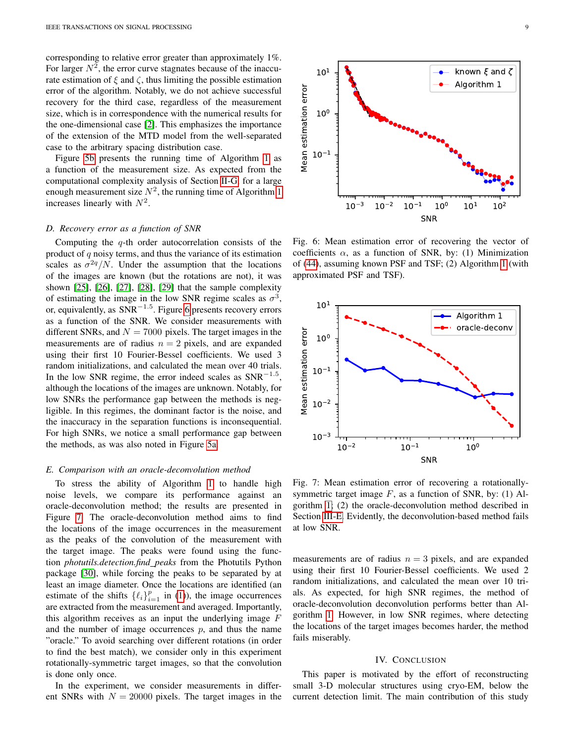corresponding to relative error greater than approximately 1%. For larger $N^2$, the error curve stagnates because of the inaccurate estimation of $\xi$ and $\zeta$, thus limiting the possible estimation error of the algorithm. Notably, we do not achieve successful recovery for the third case, regardless of the measurement size, which is in correspondence with the numerical results for the one-dimensional case [2]. This emphasizes the importance of the extension of the MTD model from the well-separated case to the arbitrary spacing distribution case.

Figure 5b presents the running time of Algorithm 1 as a function of the measurement size. As expected from the computational complexity analysis of Section II-G, for a large enough measurement size $N^2$, the running time of Algorithm 1 increases linearly with $N^2$.

### *D. Recovery error as a function of SNR*

Computing the $q$-th order autocorrelation consists of the product of $q$ noisy terms, and thus the variance of its estimation scales as $\sigma^{2q}/N$. Under the assumption that the locations of the images are known (but the rotations are not), it was shown [25], [26], [27], [28], [29] that the sample complexity of estimating the image in the low SNR regime scales as $\sigma^3$, or, equivalently, as $\text{SNR}^{-1.5}$. Figure 6 presents recovery errors as a function of the SNR. We consider measurements with different SNRs, and $N = 7000$ pixels. The target images in the measurements are of radius $n = 2$ pixels, and are expanded using their first 10 Fourier-Bessel coefficients. We used 3 random initializations, and calculated the mean over 40 trials. In the low SNR regime, the error indeed scales as $\text{SNR}^{-1.5}$, although the locations of the images are unknown. Notably, for low SNRs the performance gap between the methods is negligible. In this regimes, the dominant factor is the noise, and the inaccuracy in the separation functions is inconsequential. For high SNRs, we notice a small performance gap between the methods, as was also noted in Figure 5a.

Fig. 6: Mean estimation error of recovering the vector of coefficients $\alpha$, as a function of SNR, by: (1) Minimization of (44), assuming known PSF and TSF; (2) Algorithm 1 (with approximated PSF and TSF).

### *E. Comparison with an oracle-deconvolution method*

To stress the ability of Algorithm 1 to handle high noise levels, we compare its performance against an oracle-deconvolution method; the results are presented in Figure 7. The oracle-deconvolution method aims to find the locations of the image occurrences in the measurement as the peaks of the convolution of the measurement with the target image. The peaks were found using the function *photutils.detection.find_peaks* from the Photutils Python package [30], while forcing the peaks to be separated by at least an image diameter. Once the locations are identified (an estimate of the shifts $\{\ell_i\}_{i=1}^{p}$ in (1)), the image occurrences are extracted from the measurement and averaged. Importantly, this algorithm receives as an input the underlying image $F$ and the number of image occurrences $p$, and thus the name "oracle." To avoid searching over different rotations (in order to find the best match), we consider only in this experiment rotationally-symmetric target images, so that the convolution is done only once.

In the experiment, we consider measurements in different SNRs with $N = 20000$ pixels. The target images in the measurements are of radius $n = 3$ pixels, and are expanded using their first 10 Fourier-Bessel coefficients. We used 2 random initializations, and calculated the mean over 10 trials. As expected, for high SNR regimes, the method of oracle-deconvolution deconvolution performs better than Algorithm 1. However, in low SNR regimes, where detecting the locations of the target images becomes harder, the method fails miserably.

Fig. 7: Mean estimation error of recovering a rotationally-symmetric target image $F$, as a function of SNR, by: (1) Algorithm 1; (2) the oracle-deconvolution method described in Section III-E. Evidently, the deconvolution-based method fails at low SNR.

## IV. Conclusion

This paper is motivated by the effort of reconstructing small 3-D molecular structures using cryo-EM, below the current detection limit. The main contribution of this study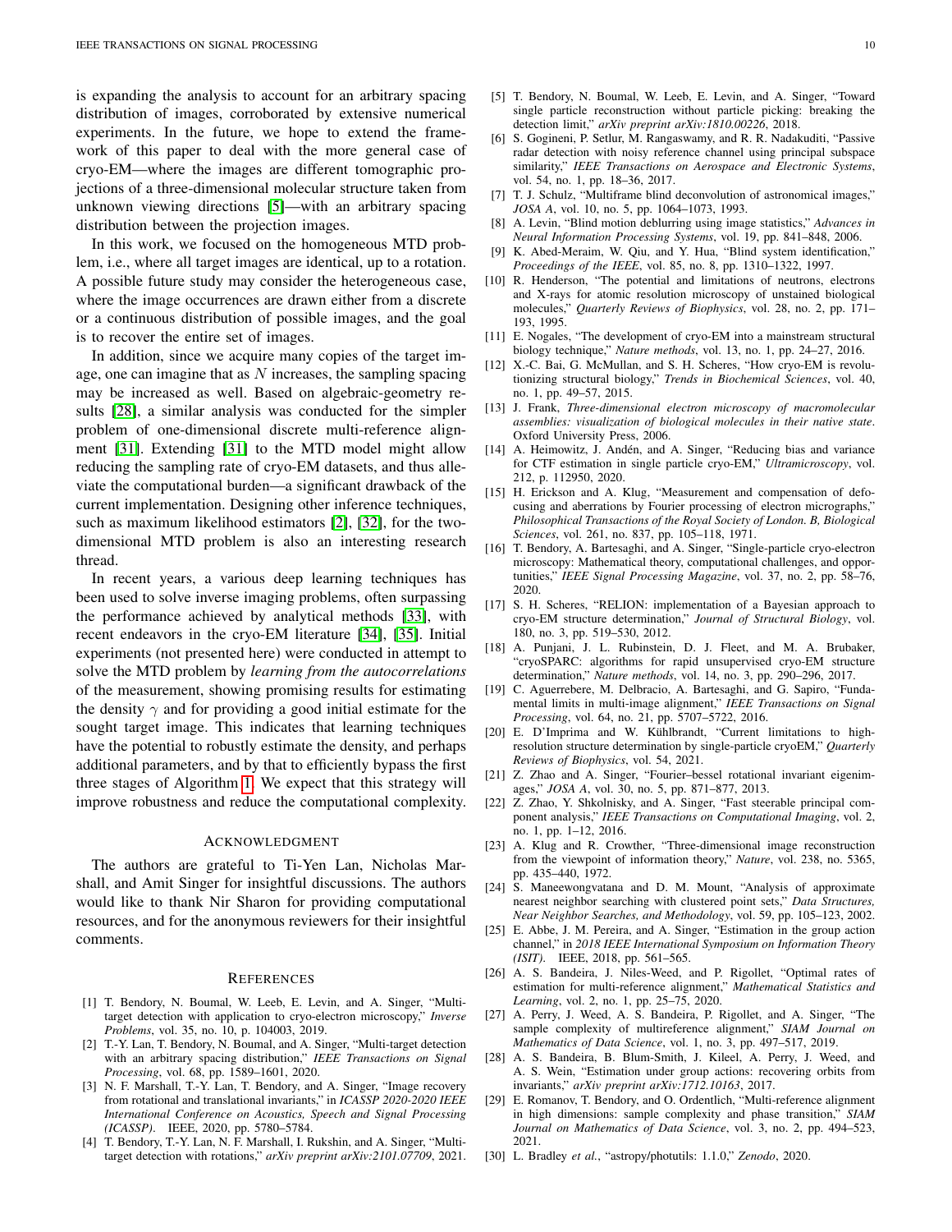is expanding the analysis to account for an arbitrary spacing distribution of images, corroborated by extensive numerical experiments. In the future, we hope to extend the framework of this paper to deal with the more general case of cryo-EM—where the images are different tomographic projections of a three-dimensional molecular structure taken from unknown viewing directions [5]—with an arbitrary spacing distribution between the projection images.

In this work, we focused on the homogeneous MTD problem, i.e., where all target images are identical, up to a rotation. A possible future study may consider the heterogeneous case, where the image occurrences are drawn either from a discrete or a continuous distribution of possible images, and the goal is to recover the entire set of images.

In addition, since we acquire many copies of the target image, one can imagine that as $N$ increases, the sampling spacing may be increased as well. Based on algebraic-geometry results [28], a similar analysis was conducted for the simpler problem of one-dimensional discrete multi-reference alignment [31]. Extending [31] to the MTD model might allow reducing the sampling rate of cryo-EM datasets, and thus alleviate the computational burden—a significant drawback of the current implementation. Designing other inference techniques, such as maximum likelihood estimators [2], [32], for the two-dimensional MTD problem is also an interesting research thread.

In recent years, a various deep learning techniques has been used to solve inverse imaging problems, often surpassing the performance achieved by analytical methods [33], with recent endeavors in the cryo-EM literature [34], [35]. Initial experiments (not presented here) were conducted in attempt to solve the MTD problem by *learning from the autocorrelations* of the measurement, showing promising results for estimating the density $\gamma$ and for providing a good initial estimate for the sought target image. This indicates that learning techniques have the potential to robustly estimate the density, and perhaps additional parameters, and by that to efficiently bypass the first three stages of Algorithm 1. We expect that this strategy will improve robustness and reduce the computational complexity.

## Acknowledgment

The authors are grateful to Ti-Yen Lan, Nicholas Marshall, and Amit Singer for insightful discussions. The authors would like to thank Nir Sharon for providing computational resources, and for the anonymous reviewers for their insightful comments.

## References

[1] T. Bendory, N. Boumal, W. Leeb, E. Levin, and A. Singer, "Multi-target detection with application to cryo-electron microscopy," *Inverse Problems*, vol. 35, no. 10, p. 104003, 2019.

[2] T.-Y. Lan, T. Bendory, N. Boumal, and A. Singer, "Multi-target detection with an arbitrary spacing distribution," *IEEE Transactions on Signal Processing*, vol. 68, pp. 1589–1601, 2020.

[3] N. F. Marshall, T.-Y. Lan, T. Bendory, and A. Singer, "Image recovery from rotational and translational invariants," in *ICASSP 2020-2020 IEEE International Conference on Acoustics, Speech and Signal Processing (ICASSP)*. IEEE, 2020, pp. 5780–5784.

[4] T. Bendory, T.-Y. Lan, N. F. Marshall, I. Rukshin, and A. Singer, "Multi-target detection with rotations," *arXiv preprint arXiv:2101.07709*, 2021.

[5] T. Bendory, N. Boumal, W. Leeb, E. Levin, and A. Singer, "Toward single particle reconstruction without particle picking: breaking the detection limit," *arXiv preprint arXiv:1810.00226*, 2018.

[6] S. Gogineni, P. Setlur, M. Rangaswamy, and R. R. Nadakuditi, "Passive radar detection with noisy reference channel using principal subspace similarity," *IEEE Transactions on Aerospace and Electronic Systems*, vol. 54, no. 1, pp. 18–36, 2017.

[7] T. J. Schulz, "Multiframe blind deconvolution of astronomical images," *JOSA A*, vol. 10, no. 5, pp. 1064–1073, 1993.

[8] A. Levin, "Blind motion deblurring using image statistics," *Advances in Neural Information Processing Systems*, vol. 19, pp. 841–848, 2006.

[9] K. Abed-Meraim, W. Qiu, and Y. Hua, "Blind system identification," *Proceedings of the IEEE*, vol. 85, no. 8, pp. 1310–1322, 1997.

[10] R. Henderson, "The potential and limitations of neutrons, electrons and X-rays for atomic resolution microscopy of unstained biological molecules," *Quarterly Reviews of Biophysics*, vol. 28, no. 2, pp. 171–193, 1995.

[11] E. Nogales, "The development of cryo-EM into a mainstream structural biology technique," *Nature methods*, vol. 13, no. 1, pp. 24–27, 2016.

[12] X.-C. Bai, G. McMullan, and S. H. Scheres, "How cryo-EM is revolutionizing structural biology," *Trends in Biochemical Sciences*, vol. 40, no. 1, pp. 49–57, 2015.

[13] J. Frank, *Three-dimensional electron microscopy of macromolecular assemblies: visualization of biological molecules in their native state*. Oxford University Press, 2006.

[14] A. Heimowitz, J. Andén, and A. Singer, "Reducing bias and variance for CTF estimation in single particle cryo-EM," *Ultramicroscopy*, vol. 212, p. 112950, 2020.

[15] H. Erickson and A. Klug, "Measurement and compensation of defocusing and aberrations by Fourier processing of electron micrographs," *Philosophical Transactions of the Royal Society of London. B, Biological Sciences*, vol. 261, no. 837, pp. 105–118, 1971.

[16] T. Bendory, A. Bartesaghi, and A. Singer, "Single-particle cryo-electron microscopy: Mathematical theory, computational challenges, and opportunities," *IEEE Signal Processing Magazine*, vol. 37, no. 2, pp. 58–76, 2020.

[17] S. H. Scheres, "RELION: implementation of a Bayesian approach to cryo-EM structure determination," *Journal of Structural Biology*, vol. 180, no. 3, pp. 519–530, 2012.

[18] A. Punjani, J. L. Rubinstein, D. J. Fleet, and M. A. Brubaker, "cryoSPARC: algorithms for rapid unsupervised cryo-EM structure determination," *Nature methods*, vol. 14, no. 3, pp. 290–296, 2017.

[19] C. Aguerrebere, M. Delbracio, A. Bartesaghi, and G. Sapiro, "Fundamental limits in multi-image alignment," *IEEE Transactions on Signal Processing*, vol. 64, no. 21, pp. 5707–5722, 2016.

[20] E. D'Imprima and W. Kühlbrandt, "Current limitations to high-resolution structure determination by single-particle cryoEM," *Quarterly Reviews of Biophysics*, vol. 54, 2021.

[21] Z. Zhao and A. Singer, "Fourier–bessel rotational invariant eigenimages," *JOSA A*, vol. 30, no. 5, pp. 871–877, 2013.

[22] Z. Zhao, Y. Shkolnisky, and A. Singer, "Fast steerable principal component analysis," *IEEE Transactions on Computational Imaging*, vol. 2, no. 1, pp. 1–12, 2016.

[23] A. Klug and R. Crowther, "Three-dimensional image reconstruction from the viewpoint of information theory," *Nature*, vol. 238, no. 5365, pp. 435–440, 1972.

[24] S. Maneewongvatana and D. M. Mount, "Analysis of approximate nearest neighbor searching with clustered point sets," *Data Structures, Near Neighbor Searches, and Methodology*, vol. 59, pp. 105–123, 2002.

[25] E. Abbe, J. M. Pereira, and A. Singer, "Estimation in the group action channel," in *2018 IEEE International Symposium on Information Theory (ISIT)*. IEEE, 2018, pp. 561–565.

[26] A. S. Bandeira, J. Niles-Weed, and P. Rigollet, "Optimal rates of estimation for multi-reference alignment," *Mathematical Statistics and Learning*, vol. 2, no. 1, pp. 25–75, 2020.

[27] A. Perry, J. Weed, A. S. Bandeira, P. Rigollet, and A. Singer, "The sample complexity of multireference alignment," *SIAM Journal on Mathematics of Data Science*, vol. 1, no. 3, pp. 497–517, 2019.

[28] A. S. Bandeira, B. Blum-Smith, J. Kileel, A. Perry, J. Weed, and A. S. Wein, "Estimation under group actions: recovering orbits from invariants," *arXiv preprint arXiv:1712.10163*, 2017.

[29] E. Romanov, T. Bendory, and O. Ordentlich, "Multi-reference alignment in high dimensions: sample complexity and phase transition," *SIAM Journal on Mathematics of Data Science*, vol. 3, no. 2, pp. 494–523, 2021.

[30] L. Bradley *et al.*, "astropy/photutils: 1.1.0," *Zenodo*, 2020.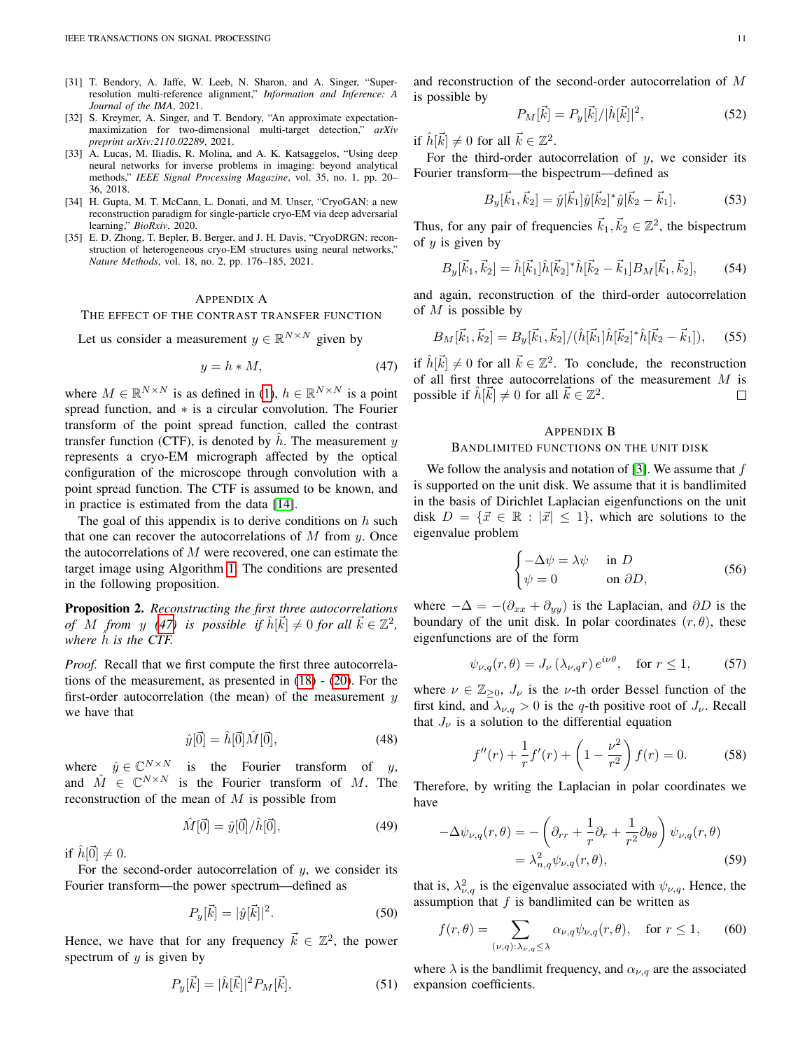[31] T. Bendory, A. Jaffe, W. Leeb, N. Sharon, and A. Singer, "Super-resolution multi-reference alignment," *Information and Inference: A Journal of the IMA*, 2021.

[32] S. Kreymer, A. Singer, and T. Bendory, "An approximate expectation-maximization for two-dimensional multi-target detection," *arXiv preprint arXiv:2110.02289*, 2021.

[33] A. Lucas, M. Iliadis, R. Molina, and A. K. Katsaggelos, "Using deep neural networks for inverse problems in imaging: beyond analytical methods," *IEEE Signal Processing Magazine*, vol. 35, no. 1, pp. 20–36, 2018.

[34] H. Gupta, M. T. McCann, L. Donati, and M. Unser, "CryoGAN: a new reconstruction paradigm for single-particle cryo-EM via deep adversarial learning," *BioRxiv*, 2020.

[35] E. D. Zhong, T. Bepler, B. Berger, and J. H. Davis, "CryoDRGN: reconstruction of heterogeneous cryo-EM structures using neural networks," *Nature Methods*, vol. 18, no. 2, pp. 176–185, 2021.

## Appendix A
## The Effect of the Contrast Transfer Function

Let us consider a measurement $y \in \mathbb{R}^{N\times N}$ given by

$$y = h * M, \tag{47}$$

where $M \in \mathbb{R}^{N\times N}$ is as defined in (1), $h \in \mathbb{R}^{N\times N}$ is a point spread function, and $*$ is a circular convolution. The Fourier transform of the point spread function, called the contrast transfer function (CTF), is denoted by $\hat{h}$. The measurement $y$ represents a cryo-EM micrograph affected by the optical configuration of the microscope through convolution with a point spread function. The CTF is assumed to be known, and in practice is estimated from the data [14].

The goal of this appendix is to derive conditions on $h$ such that one can recover the autocorrelations of $M$ from $y$. Once the autocorrelations of $M$ were recovered, one can estimate the target image using Algorithm 1. The conditions are presented in the following proposition.

**Proposition 2.** *Reconstructing the first three autocorrelations of $M$ from $y$ (47) is possible if $\hat{h}[\vec{k}] \neq 0$ for all $\vec{k} \in \mathbb{Z}^2$, where $\hat{h}$ is the CTF.*

*Proof.* Recall that we first compute the first three autocorrelations of the measurement, as presented in (18) - (20). For the first-order autocorrelation (the mean) of the measurement $y$ we have that

$$\hat{y}[\vec{0}] = \hat{h}[\vec{0}]\hat{M}[\vec{0}], \tag{48}$$

where $\hat{y} \in \mathbb{C}^{N\times N}$ is the Fourier transform of $y$, and $\hat{M} \in \mathbb{C}^{N\times N}$ is the Fourier transform of $M$. The reconstruction of the mean of $M$ is possible from

$$\hat{M}[\vec{0}] = \hat{y}[\vec{0}]/\hat{h}[\vec{0}], \tag{49}$$

if $\hat{h}[\vec{0}] \neq 0$.

For the second-order autocorrelation of $y$, we consider its Fourier transform—the power spectrum—defined as

$$P_y[\vec{k}] = |\hat{y}[\vec{k}]|^2. \tag{50}$$

Hence, we have that for any frequency $\vec{k} \in \mathbb{Z}^2$, the power spectrum of $y$ is given by

$$P_y[\vec{k}] = |\hat{h}[\vec{k}]|^2 P_M[\vec{k}], \tag{51}$$

and reconstruction of the second-order autocorrelation of $M$ is possible by

$$P_M[\vec{k}] = P_y[\vec{k}]/|\hat{h}[\vec{k}]|^2, \tag{52}$$

if $\hat{h}[\vec{k}] \neq 0$ for all $\vec{k} \in \mathbb{Z}^2$.

For the third-order autocorrelation of $y$, we consider its Fourier transform—the bispectrum—defined as

$$B_y[\vec{k}_1, \vec{k}_2] = \hat{y}[\vec{k}_1]\hat{y}[\vec{k}_2]^*\hat{y}[\vec{k}_2 - \vec{k}_1]. \tag{53}$$

Thus, for any pair of frequencies $\vec{k}_1, \vec{k}_2 \in \mathbb{Z}^2$, the bispectrum of $y$ is given by

$$B_y[\vec{k}_1, \vec{k}_2] = \hat{h}[\vec{k}_1]\hat{h}[\vec{k}_2]^*\hat{h}[\vec{k}_2 - \vec{k}_1] B_M[\vec{k}_1, \vec{k}_2], \tag{54}$$

and again, reconstruction of the third-order autocorrelation of $M$ is possible by

$$B_M[\vec{k}_1, \vec{k}_2] = B_y[\vec{k}_1, \vec{k}_2]/(\hat{h}[\vec{k}_1]\hat{h}[\vec{k}_2]^*\hat{h}[\vec{k}_2 - \vec{k}_1]), \tag{55}$$

if $\hat{h}[\vec{k}] \neq 0$ for all $\vec{k} \in \mathbb{Z}^2$. To conclude, the reconstruction of all first three autocorrelations of the measurement $M$ is possible if $\hat{h}[\vec{k}] \neq 0$ for all $\vec{k} \in \mathbb{Z}^2$. □

## Appendix B
## Bandlimited Functions on the Unit Disk

We follow the analysis and notation of [3]. We assume that $f$ is supported on the unit disk. We assume that it is bandlimited in the basis of Dirichlet Laplacian eigenfunctions on the unit disk $D = \{\vec{x} \in \mathbb{R} : |\vec{x}| \leq 1\}$, which are solutions to the eigenvalue problem

$$\begin{cases} -\Delta\psi = \lambda\psi & \text{in } D \\ \psi = 0 & \text{on } \partial D, \end{cases} \tag{56}$$

where $-\Delta = -(\partial_{xx} + \partial_{yy})$ is the Laplacian, and $\partial D$ is the boundary of the unit disk. In polar coordinates $(r, \theta)$, these eigenfunctions are of the form

$$\psi_{\nu,q}(r,\theta) = J_\nu(\lambda_{\nu,q} r)\, e^{i\nu\theta}, \quad \text{for } r \leq 1, \tag{57}$$

where $\nu \in \mathbb{Z}_{\geq 0}$, $J_\nu$ is the $\nu$-th order Bessel function of the first kind, and $\lambda_{\nu,q} > 0$ is the $q$-th positive root of $J_\nu$. Recall that $J_\nu$ is a solution to the differential equation

$$f''(r) + \frac{1}{r}f'(r) + \left(1 - \frac{\nu^2}{r^2}\right)f(r) = 0. \tag{58}$$

Therefore, by writing the Laplacian in polar coordinates we have

$$\begin{aligned} -\Delta\psi_{\nu,q}(r,\theta) &= -\left(\partial_{rr} + \frac{1}{r}\partial_r + \frac{1}{r^2}\partial_{\theta\theta}\right)\psi_{\nu,q}(r,\theta) \\ &= \lambda_{n,q}^2\psi_{\nu,q}(r,\theta), \end{aligned} \tag{59}$$

that is, $\lambda_{\nu,q}^2$ is the eigenvalue associated with $\psi_{\nu,q}$. Hence, the assumption that $f$ is bandlimited can be written as

$$f(r,\theta) = \sum_{(\nu,q):\lambda_{\nu,q}\leq\lambda} \alpha_{\nu,q}\psi_{\nu,q}(r,\theta), \quad \text{for } r \leq 1, \tag{60}$$

where $\lambda$ is the bandlimit frequency, and $\alpha_{\nu,q}$ are the associated expansion coefficients.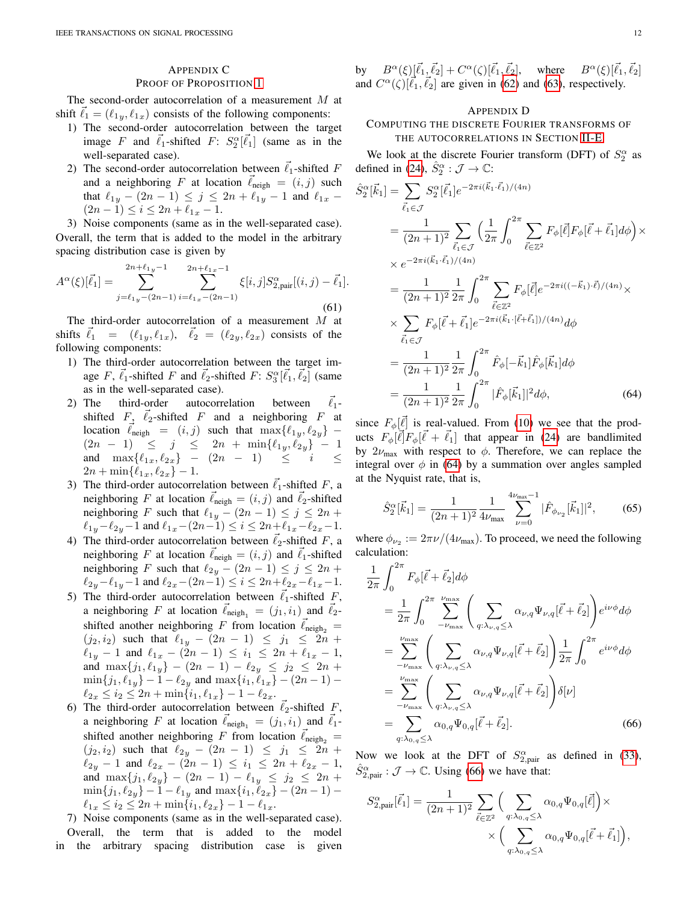## Appendix C
## Proof of Proposition 1

The second-order autocorrelation of a measurement $M$ at shift $\vec{\ell}_1 = (\ell_{1y}, \ell_{1x})$ consists of the following components:

1) The second-order autocorrelation between the target image $F$ and $\vec{\ell}_1$-shifted $F$: $S_2^\alpha[\vec{\ell}_1]$ (same as in the well-separated case).
2) The second-order autocorrelation between $\vec{\ell}_1$-shifted $F$ and a neighboring $F$ at location $\vec{\ell}_{\text{neigh}} = (i,j)$ such that $\ell_{1y} - (2n-1) \le j \le 2n + \ell_{1y} - 1$ and $\ell_{1x} - (2n-1) \le i \le 2n + \ell_{1x} - 1$.
3) Noise components (same as in the well-separated case).

Overall, the term that is added to the model in the arbitrary spacing distribution case is given by

$$A^\alpha(\xi)[\vec{\ell}_1] = \sum_{j=\ell_{1y}-(2n-1)}^{2n+\ell_{1y}-1} \sum_{i=\ell_{1x}-(2n-1)}^{2n+\ell_{1x}-1} \xi[i,j] S_{2,\text{pair}}^\alpha[(i,j) - \vec{\ell}_1]. \tag{61}$$

The third-order autocorrelation of a measurement $M$ at shifts $\vec{\ell}_1 = (\ell_{1y}, \ell_{1x})$, $\vec{\ell}_2 = (\ell_{2y}, \ell_{2x})$ consists of the following components:

1) The third-order autocorrelation between the target image $F$, $\vec{\ell}_1$-shifted $F$ and $\vec{\ell}_2$-shifted $F$: $S_3^\alpha[\vec{\ell}_1, \vec{\ell}_2]$ (same as in the well-separated case).
2) The third-order autocorrelation between $\vec{\ell}_1$-shifted $F$, $\vec{\ell}_2$-shifted $F$ and a neighboring $F$ at location $\vec{\ell}_{\text{neigh}} = (i,j)$ such that $\max\{\ell_{1y}, \ell_{2y}\} - (2n-1) \le j \le 2n + \min\{\ell_{1y}, \ell_{2y}\} - 1$ and $\max\{\ell_{1x}, \ell_{2x}\} - (2n-1) \le i \le 2n + \min\{\ell_{1x}, \ell_{2x}\} - 1$.
3) The third-order autocorrelation between $\vec{\ell}_1$-shifted $F$, a neighboring $F$ at location $\vec{\ell}_{\text{neigh}} = (i,j)$ and $\vec{\ell}_2$-shifted neighboring $F$ such that $\ell_{1y} - (2n-1) \le j \le 2n + \ell_{1y} - \ell_{2y} - 1$ and $\ell_{1x} - (2n-1) \le i \le 2n + \ell_{1x} - \ell_{2x} - 1$.
4) The third-order autocorrelation between $\vec{\ell}_2$-shifted $F$, a neighboring $F$ at location $\vec{\ell}_{\text{neigh}} = (i,j)$ and $\vec{\ell}_1$-shifted neighboring $F$ such that $\ell_{2y} - (2n-1) \le j \le 2n + \ell_{2y} - \ell_{1y} - 1$ and $\ell_{2x} - (2n-1) \le i \le 2n + \ell_{2x} - \ell_{1x} - 1$.
5) The third-order autocorrelation between $\vec{\ell}_1$-shifted $F$, a neighboring $F$ at location $\vec{\ell}_{\text{neigh}_1} = (j_1, i_1)$ and $\vec{\ell}_2$-shifted another neighboring $F$ from location $\vec{\ell}_{\text{neigh}_2} = (j_2, i_2)$ such that $\ell_{1y} - (2n-1) \le j_1 \le 2n + \ell_{1y} - 1$ and $\ell_{1x} - (2n-1) \le i_1 \le 2n + \ell_{1x} - 1$, and $\max\{j_1, \ell_{1y}\} - (2n-1) - \ell_{2y} \le j_2 \le 2n + \min\{j_1, \ell_{1y}\} - 1 - \ell_{2y}$ and $\max\{i_1, \ell_{1x}\} - (2n-1) - \ell_{2x} \le i_2 \le 2n + \min\{i_1, \ell_{1x}\} - 1 - \ell_{2x}$.
6) The third-order autocorrelation between $\vec{\ell}_2$-shifted $F$, a neighboring $F$ at location $\vec{\ell}_{\text{neigh}_1} = (j_1, i_1)$ and $\vec{\ell}_1$-shifted another neighboring $F$ from location $\vec{\ell}_{\text{neigh}_2} = (j_2, i_2)$ such that $\ell_{2y} - (2n-1) \le j_1 \le 2n + \ell_{2y} - 1$ and $\ell_{2x} - (2n-1) \le i_1 \le 2n + \ell_{2x} - 1$, and $\max\{j_1, \ell_{2y}\} - (2n-1) - \ell_{1y} \le j_2 \le 2n + \min\{j_1, \ell_{2y}\} - 1 - \ell_{1y}$ and $\max\{i_1, \ell_{2x}\} - (2n-1) - \ell_{1x} \le i_2 \le 2n + \min\{i_1, \ell_{2x}\} - 1 - \ell_{1x}$.
7) Noise components (same as in the well-separated case).

Overall, the term that is added to the model in the arbitrary spacing distribution case is given by $B^\alpha(\xi)[\vec{\ell}_1, \vec{\ell}_2] + C^\alpha(\zeta)[\vec{\ell}_1, \vec{\ell}_2]$, where $B^\alpha(\xi)[\vec{\ell}_1, \vec{\ell}_2]$ and $C^\alpha(\zeta)[\vec{\ell}_1, \vec{\ell}_2]$ are given in (62) and (63), respectively.

## Appendix D
## Computing the Discrete Fourier Transforms of the Autocorrelations in Section II-E

We look at the discrete Fourier transform (DFT) of $S_2^\alpha$ as defined in (24), $\hat{S}_2^\alpha : \mathcal{J} \to \mathbb{C}$:

$$\begin{aligned}
\hat{S}_2^\alpha[\vec{k}_1] &= \sum_{\vec{\ell}_1 \in \mathcal{J}} S_2^\alpha[\vec{\ell}_1] e^{-2\pi i (\vec{k}_1 \cdot \vec{\ell}_1)/(4n)} \\
&= \frac{1}{(2n+1)^2} \sum_{\vec{\ell}_1 \in \mathcal{J}} \Big( \frac{1}{2\pi} \int_0^{2\pi} \sum_{\vec{\ell} \in \mathbb{Z}^2} F_\phi[\vec{\ell}] F_\phi[\vec{\ell} + \vec{\ell}_1] d\phi \Big) \times \\
&\times e^{-2\pi i (\vec{k}_1 \cdot \vec{\ell}_1)/(4n)} \\
&= \frac{1}{(2n+1)^2} \frac{1}{2\pi} \int_0^{2\pi} \sum_{\vec{\ell} \in \mathbb{Z}^2} F_\phi[\vec{\ell}] e^{-2\pi i ((-\vec{k}_1) \cdot \vec{\ell})/(4n)} \times \\
&\times \sum_{\vec{\ell}_1 \in \mathcal{J}} F_\phi[\vec{\ell} + \vec{\ell}_1] e^{-2\pi i (\vec{k}_1 \cdot [\vec{\ell} + \vec{\ell}_1])/(4n)} d\phi \\
&= \frac{1}{(2n+1)^2} \frac{1}{2\pi} \int_0^{2\pi} \hat{F}_\phi[-\vec{k}_1] \hat{F}_\phi[\vec{k}_1] d\phi \\
&= \frac{1}{(2n+1)^2} \frac{1}{2\pi} \int_0^{2\pi} |\hat{F}_\phi[\vec{k}_1]|^2 d\phi,
\end{aligned} \tag{64}$$

since $F_\phi[\vec{\ell}]$ is real-valued. From (10) we see that the products $F_\phi[\vec{\ell}] F_\phi[\vec{\ell} + \vec{\ell}_1]$ that appear in (24) are bandlimited by $2\nu_{\max}$ with respect to $\phi$. Therefore, we can replace the integral over $\phi$ in (64) by a summation over angles sampled at the Nyquist rate, that is,

$$\hat{S}_2^\alpha[\vec{k}_1] = \frac{1}{(2n+1)^2} \frac{1}{4\nu_{\max}} \sum_{\nu=0}^{4\nu_{\max}-1} |\hat{F}_{\phi_{\nu_2}}[\vec{k}_1]|^2, \tag{65}$$

where $\phi_{\nu_2} := 2\pi\nu/(4\nu_{\max})$. To proceed, we need the following calculation:

$$\begin{aligned}
&\frac{1}{2\pi} \int_0^{2\pi} F_\phi[\vec{\ell} + \vec{\ell}_2] d\phi \\
&= \frac{1}{2\pi} \int_0^{2\pi} \sum_{-\nu_{\max}}^{\nu_{\max}} \Big( \sum_{q : \lambda_{\nu,q} \le \lambda} \alpha_{\nu,q} \Psi_{\nu,q}[\vec{\ell} + \vec{\ell}_2] \Big) e^{i\nu\phi} d\phi \\
&= \sum_{-\nu_{\max}}^{\nu_{\max}} \Big( \sum_{q : \lambda_{\nu,q} \le \lambda} \alpha_{\nu,q} \Psi_{\nu,q}[\vec{\ell} + \vec{\ell}_2] \Big) \frac{1}{2\pi} \int_0^{2\pi} e^{i\nu\phi} d\phi \\
&= \sum_{-\nu_{\max}}^{\nu_{\max}} \Big( \sum_{q : \lambda_{\nu,q} \le \lambda} \alpha_{\nu,q} \Psi_{\nu,q}[\vec{\ell} + \vec{\ell}_2] \Big) \delta[\nu] \\
&= \sum_{q : \lambda_{0,q} \le \lambda} \alpha_{0,q} \Psi_{0,q}[\vec{\ell} + \vec{\ell}_2].
\end{aligned} \tag{66}$$

Now we look at the DFT of $S_{2,\text{pair}}^\alpha$ as defined in (33), $\hat{S}_{2,\text{pair}}^\alpha : \mathcal{J} \to \mathbb{C}$. Using (66) we have that:

$$S_{2,\text{pair}}^\alpha[\vec{\ell}_1] = \frac{1}{(2n+1)^2} \sum_{\vec{\ell} \in \mathbb{Z}^2} \Big( \sum_{q : \lambda_{0,q} \le \lambda} \alpha_{0,q} \Psi_{0,q}[\vec{\ell}] \Big) \times \\
\times \Big( \sum_{q : \lambda_{0,q} \le \lambda} \alpha_{0,q} \Psi_{0,q}[\vec{\ell} + \vec{\ell}_1] \Big),$$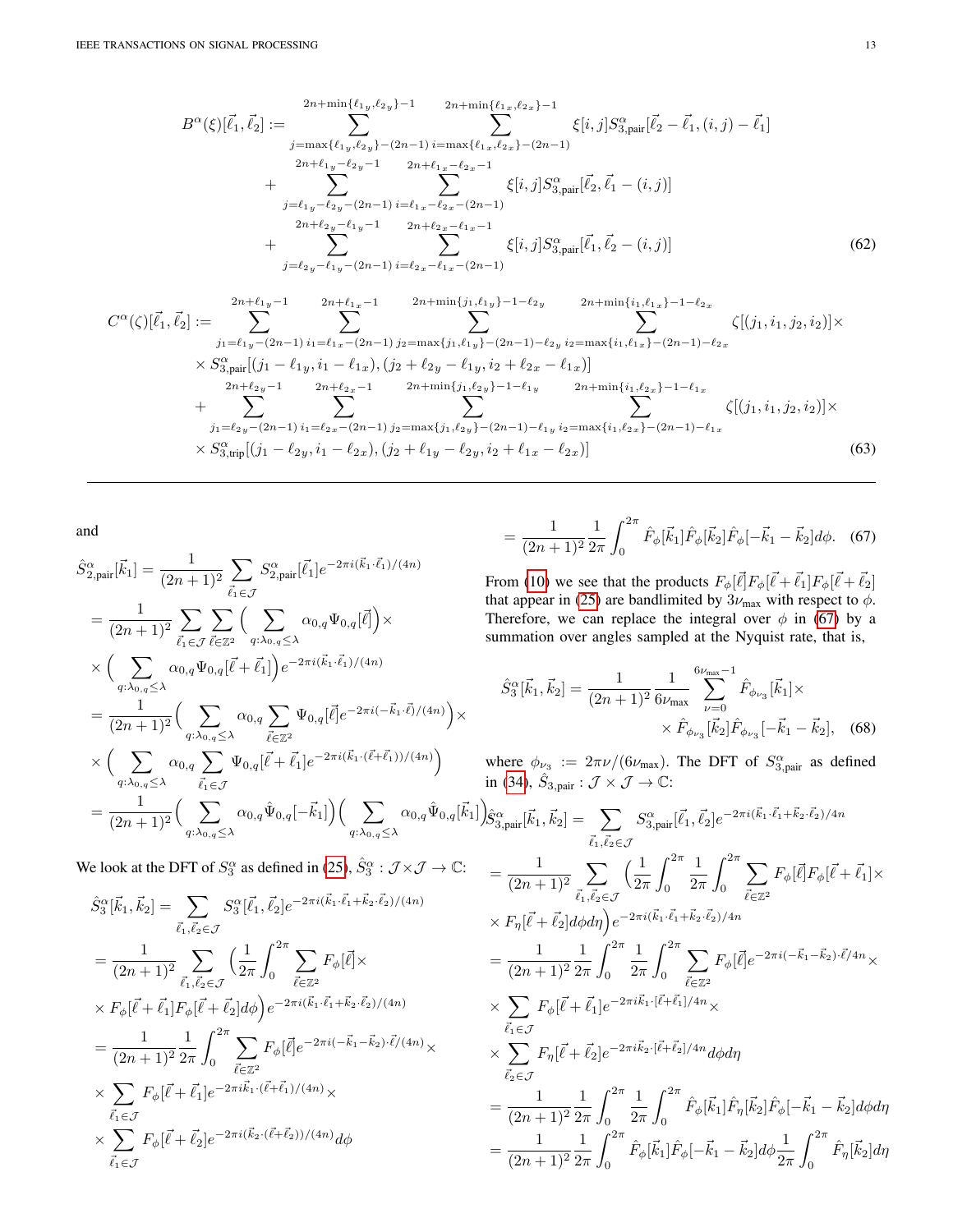$$B^\alpha(\xi)[\vec{\ell}_1,\vec{\ell}_2] := \sum_{j=\max\{\ell_{1y},\ell_{2y}\}-(2n-1)}^{2n+\min\{\ell_{1y},\ell_{2y}\}-1} \sum_{i=\max\{\ell_{1x},\ell_{2x}\}-(2n-1)}^{2n+\min\{\ell_{1x},\ell_{2x}\}-1} \xi[i,j] S^\alpha_{3,\text{pair}}[\vec{\ell}_2-\vec{\ell}_1,(i,j)-\vec{\ell}_1]$$
$$+ \sum_{j=\ell_{1y}-\ell_{2y}-(2n-1)}^{2n+\ell_{1y}-\ell_{2y}-1} \sum_{i=\ell_{1x}-\ell_{2x}-(2n-1)}^{2n+\ell_{1x}-\ell_{2x}-1} \xi[i,j] S^\alpha_{3,\text{pair}}[\vec{\ell}_2,\vec{\ell}_1-(i,j)]$$
$$+ \sum_{j=\ell_{2y}-\ell_{1y}-(2n-1)}^{2n+\ell_{2y}-\ell_{1y}-1} \sum_{i=\ell_{2x}-\ell_{1x}-(2n-1)}^{2n+\ell_{2x}-\ell_{1x}-1} \xi[i,j] S^\alpha_{3,\text{pair}}[\vec{\ell}_1,\vec{\ell}_2-(i,j)] \quad (62)$$

$$C^\alpha(\zeta)[\vec{\ell}_1,\vec{\ell}_2] := \sum_{j_1=\ell_{1y}-(2n-1)}^{2n+\ell_{1y}-1} \sum_{i_1=\ell_{1x}-(2n-1)}^{2n+\ell_{1x}-1} \sum_{j_2=\max\{j_1,\ell_{1y}\}-(2n-1)-\ell_{2y}}^{2n+\min\{j_1,\ell_{1y}\}-1-\ell_{2y}} \sum_{i_2=\max\{i_1,\ell_{1x}\}-(2n-1)-\ell_{2x}}^{2n+\min\{i_1,\ell_{1x}\}-1-\ell_{2x}} \zeta[(j_1,i_1,j_2,i_2)]\times$$
$$\times S^\alpha_{3,\text{pair}}[(j_1-\ell_{1y},i_1-\ell_{1x}),(j_2+\ell_{2y}-\ell_{1y},i_2+\ell_{2x}-\ell_{1x})]$$
$$+ \sum_{j_1=\ell_{2y}-(2n-1)}^{2n+\ell_{2y}-1} \sum_{i_1=\ell_{2x}-(2n-1)}^{2n+\ell_{2x}-1} \sum_{j_2=\max\{j_1,\ell_{2y}\}-(2n-1)-\ell_{1y}}^{2n+\min\{j_1,\ell_{2y}\}-1-\ell_{1y}} \sum_{i_2=\max\{i_1,\ell_{2x}\}-(2n-1)-\ell_{1x}}^{2n+\min\{i_1,\ell_{2x}\}-1-\ell_{1x}} \zeta[(j_1,i_1,j_2,i_2)]\times$$
$$\times S^\alpha_{3,\text{trip}}[(j_1-\ell_{2y},i_1-\ell_{2x}),(j_2+\ell_{1y}-\ell_{2y},i_2+\ell_{1x}-\ell_{2x})] \quad (63)$$

---

and

$$\hat{S}^\alpha_{2,\text{pair}}[\vec{k}_1] = \frac{1}{(2n+1)^2}\sum_{\vec{\ell}_1\in\mathcal{J}} S^\alpha_{2,\text{pair}}[\vec{\ell}_1]e^{-2\pi i(\vec{k}_1\cdot\vec{\ell}_1)/(4n)}$$
$$= \frac{1}{(2n+1)^2}\sum_{\vec{\ell}_1\in\mathcal{J}}\sum_{\vec{\ell}\in\mathbb{Z}^2}\Big(\sum_{q:\lambda_{0,q}\le\lambda}\alpha_{0,q}\Psi_{0,q}[\vec{\ell}]\Big)\times$$
$$\times\Big(\sum_{q:\lambda_{0,q}\le\lambda}\alpha_{0,q}\Psi_{0,q}[\vec{\ell}+\vec{\ell}_1]\Big)e^{-2\pi i(\vec{k}_1\cdot\vec{\ell}_1)/(4n)}$$
$$= \frac{1}{(2n+1)^2}\Big(\sum_{q:\lambda_{0,q}\le\lambda}\alpha_{0,q}\sum_{\vec{\ell}\in\mathbb{Z}^2}\Psi_{0,q}[\vec{\ell}]e^{-2\pi i(-\vec{k}_1\cdot\vec{\ell})/(4n)}\Big)\times$$
$$\times\Big(\sum_{q:\lambda_{0,q}\le\lambda}\alpha_{0,q}\sum_{\vec{\ell}_1\in\mathcal{J}}\Psi_{0,q}[\vec{\ell}+\vec{\ell}_1]e^{-2\pi i(\vec{k}_1\cdot(\vec{\ell}+\vec{\ell}_1))/(4n)}\Big)$$
$$= \frac{1}{(2n+1)^2}\Big(\sum_{q:\lambda_{0,q}\le\lambda}\alpha_{0,q}\hat{\Psi}_{0,q}[-\vec{k}_1]\Big)\Big(\sum_{q:\lambda_{0,q}\le\lambda}\alpha_{0,q}\hat{\Psi}_{0,q}[\vec{k}_1]\Big)$$

We look at the DFT of $S^\alpha_3$ as defined in (25), $\hat{S}^\alpha_3 : \mathcal{J}\times\mathcal{J}\to\mathbb{C}$:

$$\hat{S}^\alpha_3[\vec{k}_1,\vec{k}_2] = \sum_{\vec{\ell}_1,\vec{\ell}_2\in\mathcal{J}} S^\alpha_3[\vec{\ell}_1,\vec{\ell}_2]e^{-2\pi i(\vec{k}_1\cdot\vec{\ell}_1+\vec{k}_2\cdot\vec{\ell}_2)/(4n)}$$
$$= \frac{1}{(2n+1)^2}\sum_{\vec{\ell}_1,\vec{\ell}_2\in\mathcal{J}}\Big(\frac{1}{2\pi}\int_0^{2\pi}\sum_{\vec{\ell}\in\mathbb{Z}^2}F_\phi[\vec{\ell}]\times$$
$$\times F_\phi[\vec{\ell}+\vec{\ell}_1]F_\phi[\vec{\ell}+\vec{\ell}_2]d\phi\Big)e^{-2\pi i(\vec{k}_1\cdot\vec{\ell}_1+\vec{k}_2\cdot\vec{\ell}_2)/(4n)}$$
$$= \frac{1}{(2n+1)^2}\frac{1}{2\pi}\int_0^{2\pi}\sum_{\vec{\ell}\in\mathbb{Z}^2}F_\phi[\vec{\ell}]e^{-2\pi i(-\vec{k}_1-\vec{k}_2)\cdot\vec{\ell}/(4n)}\times$$
$$\times\sum_{\vec{\ell}_1\in\mathcal{J}}F_\phi[\vec{\ell}+\vec{\ell}_1]e^{-2\pi i\vec{k}_1\cdot(\vec{\ell}+\vec{\ell}_1)/(4n)}\times$$
$$\times\sum_{\vec{\ell}_1\in\mathcal{J}}F_\phi[\vec{\ell}+\vec{\ell}_2]e^{-2\pi i(\vec{k}_2\cdot(\vec{\ell}+\vec{\ell}_2))/(4n)}d\phi$$
$$= \frac{1}{(2n+1)^2}\frac{1}{2\pi}\int_0^{2\pi}\hat{F}_\phi[\vec{k}_1]\hat{F}_\phi[\vec{k}_2]\hat{F}_\phi[-\vec{k}_1-\vec{k}_2]d\phi. \quad (67)$$

From (10) we see that the products $F_\phi[\vec{\ell}]F_\phi[\vec{\ell}+\vec{\ell}_1]F_\phi[\vec{\ell}+\vec{\ell}_2]$ that appear in (25) are bandlimited by $3\nu_{\max}$ with respect to $\phi$. Therefore, we can replace the integral over $\phi$ in (67) by a summation over angles sampled at the Nyquist rate, that is,

$$\hat{S}^\alpha_3[\vec{k}_1,\vec{k}_2] = \frac{1}{(2n+1)^2}\frac{1}{6\nu_{\max}}\sum_{\nu=0}^{6\nu_{\max}-1}\hat{F}_{\phi_{\nu_3}}[\vec{k}_1]\times$$
$$\times\hat{F}_{\phi_{\nu_3}}[\vec{k}_2]\hat{F}_{\phi_{\nu_3}}[-\vec{k}_1-\vec{k}_2], \quad (68)$$

where $\phi_{\nu_3} := 2\pi\nu/(6\nu_{\max})$. The DFT of $S^\alpha_{3,\text{pair}}$ as defined in (34), $\hat{S}_{3,\text{pair}} : \mathcal{J}\times\mathcal{J}\to\mathbb{C}$:

$$\hat{S}^\alpha_{3,\text{pair}}[\vec{k}_1,\vec{k}_2] = \sum_{\vec{\ell}_1,\vec{\ell}_2\in\mathcal{J}} S^\alpha_{3,\text{pair}}[\vec{\ell}_1,\vec{\ell}_2]e^{-2\pi i(\vec{k}_1\cdot\vec{\ell}_1+\vec{k}_2\cdot\vec{\ell}_2)/4n}$$
$$= \frac{1}{(2n+1)^2}\sum_{\vec{\ell}_1,\vec{\ell}_2\in\mathcal{J}}\Big(\frac{1}{2\pi}\int_0^{2\pi}\frac{1}{2\pi}\int_0^{2\pi}\sum_{\vec{\ell}\in\mathbb{Z}^2}F_\phi[\vec{\ell}]F_\phi[\vec{\ell}+\vec{\ell}_1]\times$$
$$\times F_\eta[\vec{\ell}+\vec{\ell}_2]d\phi d\eta\Big)e^{-2\pi i(\vec{k}_1\cdot\vec{\ell}_1+\vec{k}_2\cdot\vec{\ell}_2)/4n}$$
$$= \frac{1}{(2n+1)^2}\frac{1}{2\pi}\int_0^{2\pi}\frac{1}{2\pi}\int_0^{2\pi}\sum_{\vec{\ell}\in\mathbb{Z}^2}F_\phi[\vec{\ell}]e^{-2\pi i(-\vec{k}_1-\vec{k}_2)\cdot\vec{\ell}/4n}\times$$
$$\times\sum_{\vec{\ell}_1\in\mathcal{J}}F_\phi[\vec{\ell}+\vec{\ell}_1]e^{-2\pi i\vec{k}_1\cdot[\vec{\ell}+\vec{\ell}_1]/4n}\times$$
$$\times\sum_{\vec{\ell}_2\in\mathcal{J}}F_\eta[\vec{\ell}+\vec{\ell}_2]e^{-2\pi i\vec{k}_2\cdot[\vec{\ell}+\vec{\ell}_2]/4n}d\phi d\eta$$
$$= \frac{1}{(2n+1)^2}\frac{1}{2\pi}\int_0^{2\pi}\frac{1}{2\pi}\int_0^{2\pi}\hat{F}_\phi[\vec{k}_1]\hat{F}_\eta[\vec{k}_2]\hat{F}_\phi[-\vec{k}_1-\vec{k}_2]d\phi d\eta$$
$$= \frac{1}{(2n+1)^2}\frac{1}{2\pi}\int_0^{2\pi}\hat{F}_\phi[\vec{k}_1]\hat{F}_\phi[-\vec{k}_1-\vec{k}_2]d\phi\frac{1}{2\pi}\int_0^{2\pi}\hat{F}_\eta[\vec{k}_2]d\eta$$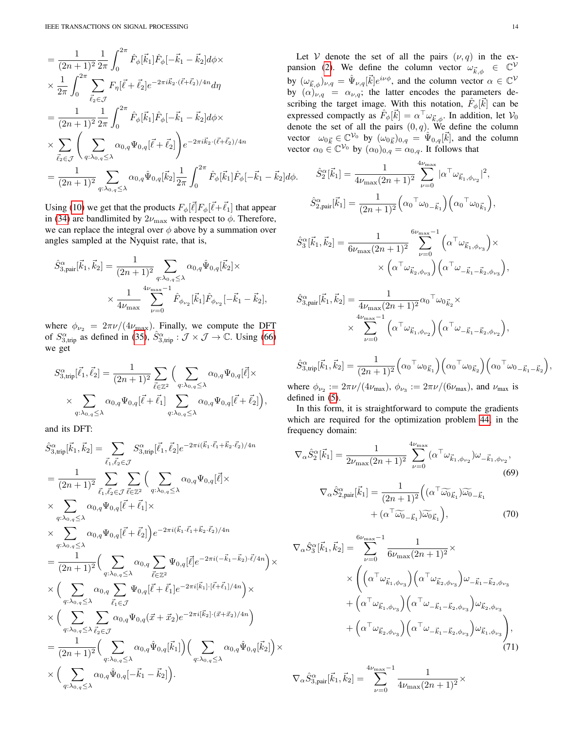$$
= \frac{1}{(2n+1)^2} \frac{1}{2\pi} \int_0^{2\pi} \hat{F}_\phi[\vec{k}_1] \hat{F}_\phi[-\vec{k}_1 - \vec{k}_2] d\phi \times
$$

$$
\times \frac{1}{2\pi} \int_0^{2\pi} \sum_{\vec{\ell}_2 \in \mathcal{J}} F_\eta[\vec{\ell} + \vec{\ell}_2] e^{-2\pi i \vec{k}_2 \cdot (\vec{\ell} + \vec{\ell}_2)/4n} d\eta
$$

$$
= \frac{1}{(2n+1)^2} \frac{1}{2\pi} \int_0^{2\pi} \hat{F}_\phi[\vec{k}_1] \hat{F}_\phi[-\vec{k}_1 - \vec{k}_2] d\phi \times
$$

$$
\times \sum_{\vec{\ell}_2 \in \mathcal{J}} \left( \sum_{q: \lambda_{0,q} \leq \lambda} \alpha_{0,q} \Psi_{0,q}[\vec{\ell} + \vec{\ell}_2] \right) e^{-2\pi i \vec{k}_2 \cdot (\vec{\ell} + \vec{\ell}_2)/4n}
$$

$$
= \frac{1}{(2n+1)^2} \sum_{q: \lambda_{0,q} \leq \lambda} \alpha_{0,q} \hat{\Psi}_{0,q}[\vec{k}_2] \frac{1}{2\pi} \int_0^{2\pi} \hat{F}_\phi[\vec{k}_1] \hat{F}_\phi[-\vec{k}_1 - \vec{k}_2] d\phi.
$$

Using (10) we get that the products $F_\phi[\vec{\ell}] F_\phi[\vec{\ell} + \vec{\ell}_1]$ that appear in (34) are bandlimited by $2\nu_{\max}$ with respect to $\phi$. Therefore, we can replace the integral over $\phi$ above by a summation over angles sampled at the Nyquist rate, that is,

$$
\hat{S}^\alpha_{3,\text{pair}}[\vec{k}_1, \vec{k}_2] = \frac{1}{(2n+1)^2} \sum_{q: \lambda_{0,q} \leq \lambda} \alpha_{0,q} \hat{\Psi}_{0,q}[\vec{k}_2] \times
$$

$$
\times \frac{1}{4\nu_{\max}} \sum_{\nu=0}^{4\nu_{\max}-1} \hat{F}_{\phi_{\nu_2}}[\vec{k}_1] \hat{F}_{\phi_{\nu_2}}[-\vec{k}_1 - \vec{k}_2],
$$

where $\phi_{\nu_2} = 2\pi\nu/(4\nu_{\max})$. Finally, we compute the DFT of $S^\alpha_{3,\text{trip}}$ as defined in (35), $\hat{S}^\alpha_{3,\text{trip}} : \mathcal{J} \times \mathcal{J} \to \mathbb{C}$. Using (66) we get

$$
S^\alpha_{3,\text{trip}}[\vec{\ell}_1, \vec{\ell}_2] = \frac{1}{(2n+1)^2} \sum_{\vec{\ell} \in \mathbb{Z}^2} \Big( \sum_{q: \lambda_{0,q} \leq \lambda} \alpha_{0,q} \Psi_{0,q}[\vec{\ell}] \times
$$

$$
\times \sum_{q: \lambda_{0,q} \leq \lambda} \alpha_{0,q} \Psi_{0,q}[\vec{\ell} + \vec{\ell}_1] \sum_{q: \lambda_{0,q} \leq \lambda} \alpha_{0,q} \Psi_{0,q}[\vec{\ell} + \vec{\ell}_2] \Big),
$$

and its DFT:

$$
\hat{S}^\alpha_{3,\text{trip}}[\vec{k}_1, \vec{k}_2] = \sum_{\vec{\ell}_1, \vec{\ell}_2 \in \mathcal{J}} S^\alpha_{3,\text{trip}}[\vec{\ell}_1, \vec{\ell}_2] e^{-2\pi i (\vec{k}_1 \cdot \vec{\ell}_1 + \vec{k}_2 \cdot \vec{\ell}_2)/4n}
$$

$$
= \frac{1}{(2n+1)^2} \sum_{\vec{\ell}_1, \vec{\ell}_2 \in \mathcal{J}} \sum_{\vec{\ell} \in \mathbb{Z}^2} \Big( \sum_{q: \lambda_{0,q} \leq \lambda} \alpha_{0,q} \Psi_{0,q}[\vec{\ell}] \times
$$

$$
\times \sum_{q: \lambda_{0,q} \leq \lambda} \alpha_{0,q} \Psi_{0,q}[\vec{\ell} + \vec{\ell}_1] \times
$$

$$
\times \sum_{q: \lambda_{0,q} \leq \lambda} \alpha_{0,q} \Psi_{0,q}[\vec{\ell} + \vec{\ell}_2] \Big) e^{-2\pi i (\vec{k}_1 \cdot \vec{\ell}_1 + \vec{k}_2 \cdot \vec{\ell}_2)/4n}
$$

$$
= \frac{1}{(2n+1)^2} \Big( \sum_{q: \lambda_{0,q} \leq \lambda} \alpha_{0,q} \sum_{\vec{\ell} \in \mathbb{Z}^2} \Psi_{0,q}[\vec{\ell}] e^{-2\pi i (-\vec{k}_1 - \vec{k}_2) \cdot \vec{\ell}/4n} \Big) \times
$$

$$
\times \Big( \sum_{q: \lambda_{0,q} \leq \lambda} \alpha_{0,q} \sum_{\vec{\ell}_1 \in \mathcal{J}} \Psi_{0,q}[\vec{\ell} + \vec{\ell}_1] e^{-2\pi i [\vec{k}_1] \cdot [\vec{\ell} + \vec{\ell}_1]/4n} \Big) \times
$$

$$
\times \Big( \sum_{q: \lambda_{0,q} \leq \lambda} \sum_{\vec{\ell}_2 \in \mathcal{J}} \alpha_{0,q} \Psi_{0,q}(\vec{x} + \vec{x}_2) e^{-2\pi i [\vec{k}_2] \cdot (\vec{x} + \vec{x}_2)/4n} \Big)
$$

$$
= \frac{1}{(2n+1)^2} \Big( \sum_{q: \lambda_{0,q} \leq \lambda} \alpha_{0,q} \hat{\Psi}_{0,q}[\vec{k}_1] \Big) \Big( \sum_{q: \lambda_{0,q} \leq \lambda} \alpha_{0,q} \hat{\Psi}_{0,q}[\vec{k}_2] \Big) \times
$$

$$
\times \Big( \sum_{q: \lambda_{0,q} \leq \lambda} \alpha_{0,q} \hat{\Psi}_{0,q}[-\vec{k}_1 - \vec{k}_2] \Big).
$$

Let $\mathcal{V}$ denote the set of all the pairs $(\nu, q)$ in the expansion (2). We define the column vector $\omega_{\vec{k},\phi} \in \mathbb{C}^{\mathcal{V}}$ by $(\omega_{\vec{k},\phi})_{\nu,q} = \hat{\Psi}_{\nu,q}[\vec{k}] e^{i\nu\phi}$, and the column vector $\alpha \in \mathbb{C}^{\mathcal{V}}$ by $(\alpha)_{\nu,q} = \alpha_{\nu,q}$; the latter encodes the parameters describing the target image. With this notation, $\hat{F}_\phi[\vec{k}]$ can be expressed compactly as $\hat{F}_\phi[\vec{k}] = \alpha^\top \omega_{\vec{k},\phi}$. In addition, let $\mathcal{V}_0$ denote the set of all the pairs $(0, q)$. We define the column vector $\omega_{0\vec{k}} \in \mathbb{C}^{\mathcal{V}_0}$ by $(\omega_{0\vec{k}})_{0,q} = \hat{\Psi}_{0,q}[\vec{k}]$, and the column vector $\alpha_0 \in \mathbb{C}^{\mathcal{V}_0}$ by $(\alpha_0)_{0,q} = \alpha_{0,q}$. It follows that

$$
\hat{S}^\alpha_2[\vec{k}_1] = \frac{1}{4\nu_{\max}(2n+1)^2} \sum_{\nu=0}^{4\nu_{\max}} |\alpha^\top \omega_{\vec{k}_1, \phi_{\nu_2}}|^2,
$$

$$
\hat{S}^\alpha_{2,\text{pair}}[\vec{k}_1] = \frac{1}{(2n+1)^2} \Big( \alpha_0{}^\top \omega_{0 -\vec{k}_1} \Big) \Big( \alpha_0{}^\top \omega_{0\vec{k}_1} \Big),
$$

$$
\hat{S}^\alpha_3[\vec{k}_1, \vec{k}_2] = \frac{1}{6\nu_{\max}(2n+1)^2} \sum_{\nu=0}^{6\nu_{\max}-1} \Big( \alpha^\top \omega_{\vec{k}_1, \phi_{\nu_3}} \Big) \times
$$

$$
\times \Big( \alpha^\top \omega_{\vec{k}_2, \phi_{\nu_3}} \Big) \Big( \alpha^\top \omega_{-\vec{k}_1 - \vec{k}_2, \phi_{\nu_3}} \Big),
$$

$$
\hat{S}^\alpha_{3,\text{pair}}[\vec{k}_1, \vec{k}_2] = \frac{1}{4\nu_{\max}(2n+1)^2} \alpha_0{}^\top \omega_{0\vec{k}_2} \times
$$

$$
\times \sum_{\nu=0}^{4\nu_{\max}-1} \Big( \alpha^\top \omega_{\vec{k}_1, \phi_{\nu_2}} \Big) \Big( \alpha^\top \omega_{-\vec{k}_1 - \vec{k}_2, \phi_{\nu_2}} \Big),
$$

$$
\hat{S}^\alpha_{3,\text{trip}}[\vec{k}_1, \vec{k}_2] = \frac{1}{(2n+1)^2} \Big( \alpha_0{}^\top \omega_{0\vec{k}_1} \Big) \Big( \alpha_0{}^\top \omega_{0\vec{k}_2} \Big) \Big( \alpha_0{}^\top \omega_{0 -\vec{k}_1 - \vec{k}_2} \Big),
$$

where $\phi_{\nu_2} := 2\pi\nu/(4\nu_{\max})$, $\phi_{\nu_3} := 2\pi\nu/(6\nu_{\max})$, and $\nu_{\max}$ is defined in (5).

In this form, it is straightforward to compute the gradients which are required for the optimization problem 44, in the frequency domain:

$$
\nabla_\alpha \hat{S}^\alpha_2[\vec{k}_1] = \frac{1}{2\nu_{\max}(2n+1)^2} \sum_{\nu=0}^{4\nu_{\max}} (\alpha^\top \omega_{\vec{k}_1, \phi_{\nu_2}}) \omega_{-\vec{k}_1, \phi_{\nu_2}}, \tag{69}
$$

$$
\nabla_\alpha \hat{S}^\alpha_{2,\text{pair}}[\vec{k}_1] = \frac{1}{(2n+1)^2} \Big( (\alpha^\top \widetilde{\omega}_{0\vec{k}_1}) \widetilde{\omega}_{0 -\vec{k}_1} + (\alpha^\top \widetilde{\omega}_{0 -\vec{k}_1}) \widetilde{\omega}_{0\vec{k}_1} \Big), \tag{70}
$$

$$
\nabla_\alpha \hat{S}^\alpha_3[\vec{k}_1, \vec{k}_2] = \sum_{\nu=0}^{6\nu_{\max}-1} \frac{1}{6\nu_{\max}(2n+1)^2} \times
$$

$$
\times \Bigg( \Big( \alpha^\top \omega_{\vec{k}_1, \phi_{\nu_3}} \Big) \Big( \alpha^\top \omega_{\vec{k}_2, \phi_{\nu_3}} \Big) \omega_{-\vec{k}_1 - \vec{k}_2, \phi_{\nu_3}}
+ \Big( \alpha^\top \omega_{\vec{k}_1, \phi_{\nu_3}} \Big) \Big( \alpha^\top \omega_{-\vec{k}_1 - \vec{k}_2, \phi_{\nu_3}} \Big) \omega_{\vec{k}_2, \phi_{\nu_3}}
+ \Big( \alpha^\top \omega_{\vec{k}_2, \phi_{\nu_3}} \Big) \Big( \alpha^\top \omega_{-\vec{k}_1 - \vec{k}_2, \phi_{\nu_3}} \Big) \omega_{\vec{k}_1, \phi_{\nu_3}} \Bigg), \tag{71}
$$

$$
\nabla_\alpha \hat{S}^\alpha_{3,\text{pair}}[\vec{k}_1, \vec{k}_2] = \sum_{\nu=0}^{4\nu_{\max}-1} \frac{1}{4\nu_{\max}(2n+1)^2} \times
$$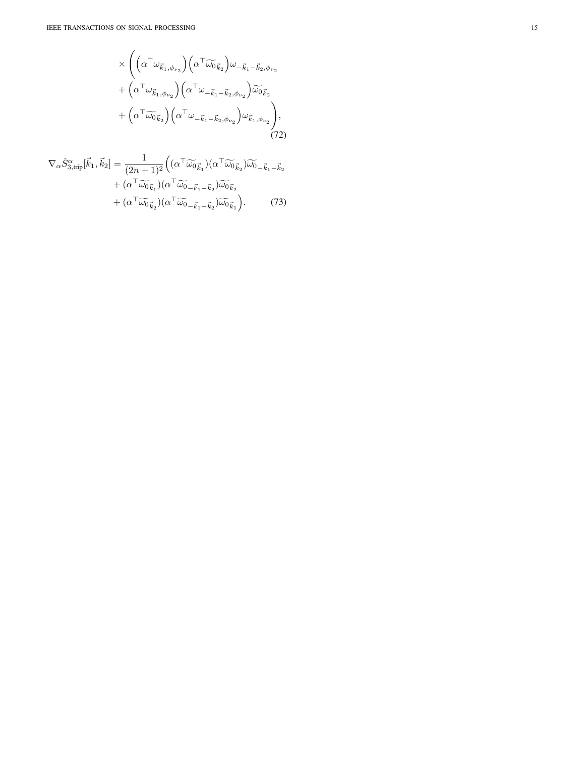$$
\times \Bigg( \Big(\alpha^\top \omega_{\vec{k}_1,\phi_{\nu_2}}\Big)\Big(\alpha^\top \widetilde{\omega_0}_{\vec{k}_2}\Big)\omega_{-\vec{k}_1-\vec{k}_2,\phi_{\nu_2}} + \Big(\alpha^\top \omega_{\vec{k}_1,\phi_{\nu_2}}\Big)\Big(\alpha^\top \omega_{-\vec{k}_1-\vec{k}_2,\phi_{\nu_2}}\Big)\widetilde{\omega_0}_{\vec{k}_2} + \Big(\alpha^\top \widetilde{\omega_0}_{\vec{k}_2}\Big)\Big(\alpha^\top \omega_{-\vec{k}_1-\vec{k}_2,\phi_{\nu_2}}\Big)\omega_{\vec{k}_1,\phi_{\nu_2}} \Bigg), \tag{72}
$$

$$
\nabla_\alpha \hat{S}^{\alpha}_{3,\text{trip}}[\vec{k}_1,\vec{k}_2] = \frac{1}{(2n+1)^2}\Big( (\alpha^\top \widetilde{\omega_0}_{\vec{k}_1})(\alpha^\top \widetilde{\omega_0}_{\vec{k}_2})\widetilde{\omega_0}_{-\vec{k}_1-\vec{k}_2} + (\alpha^\top \widetilde{\omega_0}_{\vec{k}_1})(\alpha^\top \widetilde{\omega_0}_{-\vec{k}_1-\vec{k}_2})\widetilde{\omega_0}_{\vec{k}_2} + (\alpha^\top \widetilde{\omega_0}_{\vec{k}_2})(\alpha^\top \widetilde{\omega_0}_{-\vec{k}_1-\vec{k}_2})\widetilde{\omega_0}_{\vec{k}_1} \Big). \tag{73}
$$